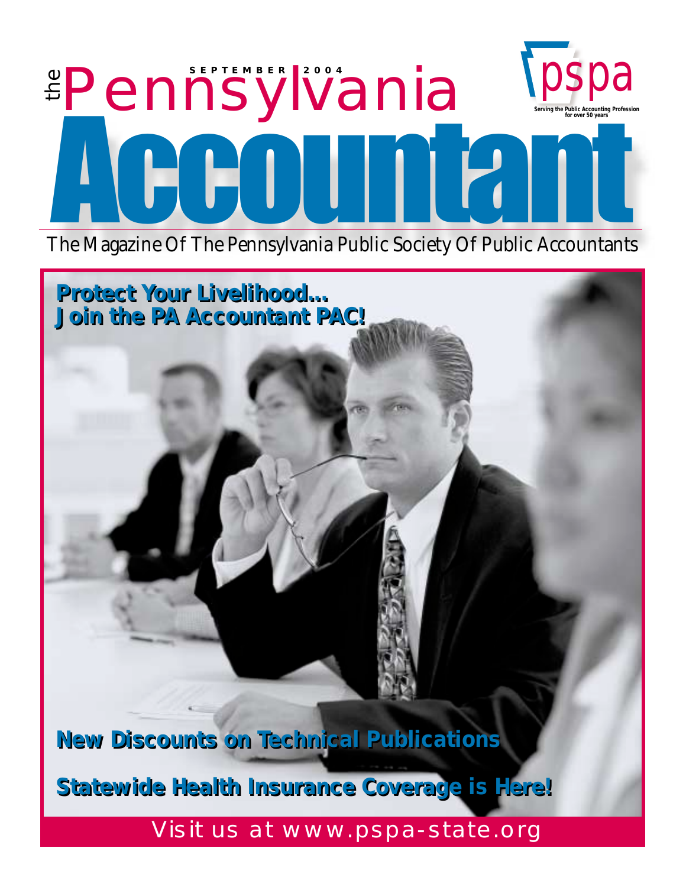# the Pennsylvania Accountant

SEPTEMBER 2004

pspa

Serving the Public Accounting Profession for over 50 years

The Magazine Of The Pennsylvania Public Society Of Public Accountants

**Protect Your Livelihood...**
**Join the PA Accountant PAC!**

**New Discounts on Technical Publications**

**Statewide Health Insurance Coverage is Here!**

Visit us at www.pspa-state.org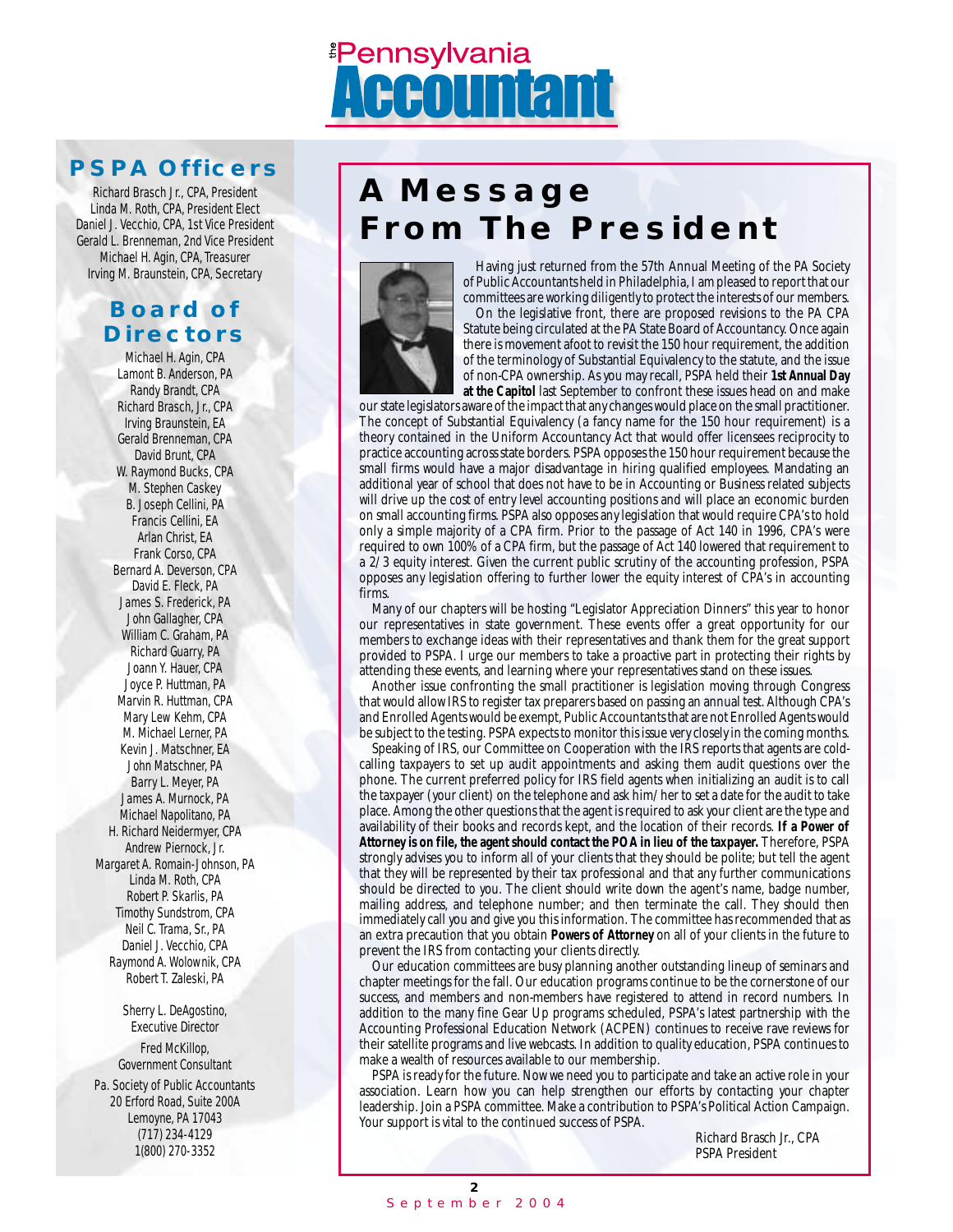# the Pennsylvania Accountant

## PSPA Officers

Richard Brasch Jr., CPA, President
Linda M. Roth, CPA, President Elect
Daniel J. Vecchio, CPA, 1st Vice President
Gerald L. Brenneman, 2nd Vice President
Michael H. Agin, CPA, Treasurer
Irving M. Braunstein, CPA, Secretary

## Board of Directors

Michael H. Agin, CPA
Lamont B. Anderson, PA
Randy Brandt, CPA
Richard Brasch, Jr., CPA
Irving Braunstein, EA
Gerald Brenneman, CPA
David Brunt, CPA
W. Raymond Bucks, CPA
M. Stephen Caskey
B. Joseph Cellini, PA
Francis Cellini, EA
Arlan Christ, EA
Frank Corso, CPA
Bernard A. Deverson, CPA
David E. Fleck, PA
James S. Frederick, PA
John Gallagher, CPA
William C. Graham, PA
Richard Guarry, PA
Joann Y. Hauer, CPA
Joyce P. Huttman, PA
Marvin R. Huttman, CPA
Mary Lew Kehm, CPA
M. Michael Lerner, PA
Kevin J. Matschner, EA
John Matschner, PA
Barry L. Meyer, PA
James A. Murnock, PA
Michael Napolitano, PA
H. Richard Neidermyer, CPA
Andrew Piernock, Jr.
Margaret A. Romain-Johnson, PA
Linda M. Roth, CPA
Robert P. Skarlis, PA
Timothy Sundstrom, CPA
Neil C. Trama, Sr., PA
Daniel J. Vecchio, CPA
Raymond A. Wolownik, CPA
Robert T. Zaleski, PA

Sherry L. DeAgostino,
Executive Director

Fred McKillop,
Government Consultant

Pa. Society of Public Accountants
20 Erford Road, Suite 200A
Lemoyne, PA 17043
(717) 234-4129
1(800) 270-3352

# A Message From The President

Having just returned from the 57th Annual Meeting of the PA Society of Public Accountants held in Philadelphia, I am pleased to report that our committees are working diligently to protect the interests of our members.

On the legislative front, there are proposed revisions to the PA CPA Statute being circulated at the PA State Board of Accountancy. Once again there is movement afoot to revisit the 150 hour requirement, the addition of the terminology of Substantial Equivalency to the statute, and the issue of non-CPA ownership. As you may recall, PSPA held their **1st Annual Day at the Capitol** last September to confront these issues head on and make our state legislators aware of the impact that any changes would place on the small practitioner. The concept of Substantial Equivalency (a fancy name for the 150 hour requirement) is a theory contained in the Uniform Accountancy Act that would offer licensees reciprocity to practice accounting across state borders. PSPA opposes the 150 hour requirement because the small firms would have a major disadvantage in hiring qualified employees. Mandating an additional year of school that does not have to be in Accounting or Business related subjects will drive up the cost of entry level accounting positions and will place an economic burden on small accounting firms. PSPA also opposes any legislation that would require CPA's to hold only a simple majority of a CPA firm. Prior to the passage of Act 140 in 1996, CPA's were required to own 100% of a CPA firm, but the passage of Act 140 lowered that requirement to a 2/3 equity interest. Given the current public scrutiny of the accounting profession, PSPA opposes any legislation offering to further lower the equity interest of CPA's in accounting firms.

Many of our chapters will be hosting "Legislator Appreciation Dinners" this year to honor our representatives in state government. These events offer a great opportunity for our members to exchange ideas with their representatives and thank them for the great support provided to PSPA. I urge our members to take a proactive part in protecting their rights by attending these events, and learning where your representatives stand on these issues.

Another issue confronting the small practitioner is legislation moving through Congress that would allow IRS to register tax preparers based on passing an annual test. Although CPA's and Enrolled Agents would be exempt, Public Accountants that are not Enrolled Agents would be subject to the testing. PSPA expects to monitor this issue very closely in the coming months.

Speaking of IRS, our Committee on Cooperation with the IRS reports that agents are cold-calling taxpayers to set up audit appointments and asking them audit questions over the phone. The current preferred policy for IRS field agents when initializing an audit is to call the taxpayer (your client) on the telephone and ask him/her to set a date for the audit to take place. Among the other questions that the agent is required to ask your client are the type and availability of their books and records kept, and the location of their records. **If a Power of Attorney is on file, the agent should contact the POA in lieu of the taxpayer.** Therefore, PSPA strongly advises you to inform all of your clients that they should be polite; but tell the agent that they will be represented by their tax professional and that any further communications should be directed to you. The client should write down the agent's name, badge number, mailing address, and telephone number; and then terminate the call. They should then immediately call you and give you this information. The committee has recommended that as an extra precaution that you obtain **Powers of Attorney** on all of your clients in the future to prevent the IRS from contacting your clients directly.

Our education committees are busy planning another outstanding lineup of seminars and chapter meetings for the fall. Our education programs continue to be the cornerstone of our success, and members and non-members have registered to attend in record numbers. In addition to the many fine Gear Up programs scheduled, PSPA's latest partnership with the Accounting Professional Education Network (ACPEN) continues to receive rave reviews for their satellite programs and live webcasts. In addition to quality education, PSPA continues to make a wealth of resources available to our membership.

PSPA is ready for the future. Now we need you to participate and take an active role in your association. Learn how you can help strengthen our efforts by contacting your chapter leadership. Join a PSPA committee. Make a contribution to PSPA's Political Action Campaign. Your support is vital to the continued success of PSPA.

Richard Brasch Jr., CPA
PSPA President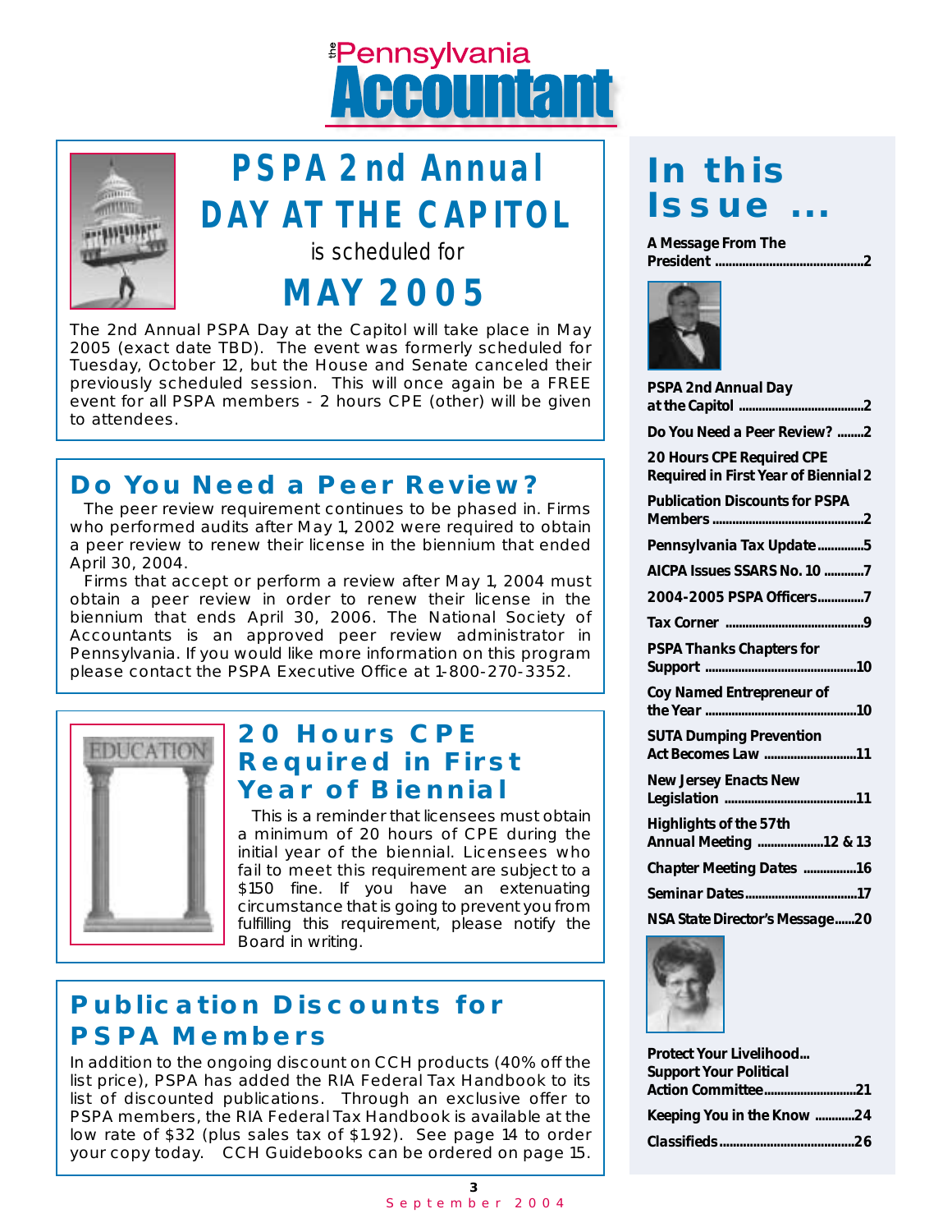# the Pennsylvania Accountant

## PSPA 2nd Annual DAY AT THE CAPITOL

is scheduled for

## MAY 2005

The 2nd Annual PSPA Day at the Capitol will take place in May 2005 (exact date TBD). The event was formerly scheduled for Tuesday, October 12, but the House and Senate canceled their previously scheduled session. This will once again be a FREE event for all PSPA members - 2 hours CPE (other) will be given to attendees.

## Do You Need a Peer Review?

The peer review requirement continues to be phased in. Firms who performed audits after May 1, 2002 were required to obtain a peer review to renew their license in the biennium that ended April 30, 2004.

Firms that accept or perform a review after May 1, 2004 must obtain a peer review in order to renew their license in the biennium that ends April 30, 2006. The National Society of Accountants is an approved peer review administrator in Pennsylvania. If you would like more information on this program please contact the PSPA Executive Office at 1-800-270-3352.

## 20 Hours CPE Required in First Year of Biennial

This is a reminder that licensees must obtain a minimum of 20 hours of CPE during the initial year of the biennial. Licensees who fail to meet this requirement are subject to a $150 fine. If you have an extenuating circumstance that is going to prevent you from fulfilling this requirement, please notify the Board in writing.

## Publication Discounts for PSPA Members

In addition to the ongoing discount on CCH products (40% off the list price), PSPA has added the RIA Federal Tax Handbook to its list of discounted publications. Through an exclusive offer to PSPA members, the RIA Federal Tax Handbook is available at the low rate of $32 (plus sales tax of $1.92). See page 14 to order your copy today. CCH Guidebooks can be ordered on page 15.

## In this Issue ...

- A Message From The President .......... 2
- PSPA 2nd Annual Day at the Capitol .......... 2
- Do You Need a Peer Review? .......... 2
- 20 Hours CPE Required CPE Required in First Year of Biennial .......... 2
- Publication Discounts for PSPA Members .......... 2
- Pennsylvania Tax Update .......... 5
- AICPA Issues SSARS No. 10 .......... 7
- 2004-2005 PSPA Officers .......... 7
- Tax Corner .......... 9
- PSPA Thanks Chapters for Support .......... 10
- Coy Named Entrepreneur of the Year .......... 10
- SUTA Dumping Prevention Act Becomes Law .......... 11
- New Jersey Enacts New Legislation .......... 11
- Highlights of the 57th Annual Meeting .......... 12 & 13
- Chapter Meeting Dates .......... 16
- Seminar Dates .......... 17
- NSA State Director's Message .......... 20
- Protect Your Livelihood... Support Your Political Action Committee .......... 21
- Keeping You in the Know .......... 24
- Classifieds .......... 26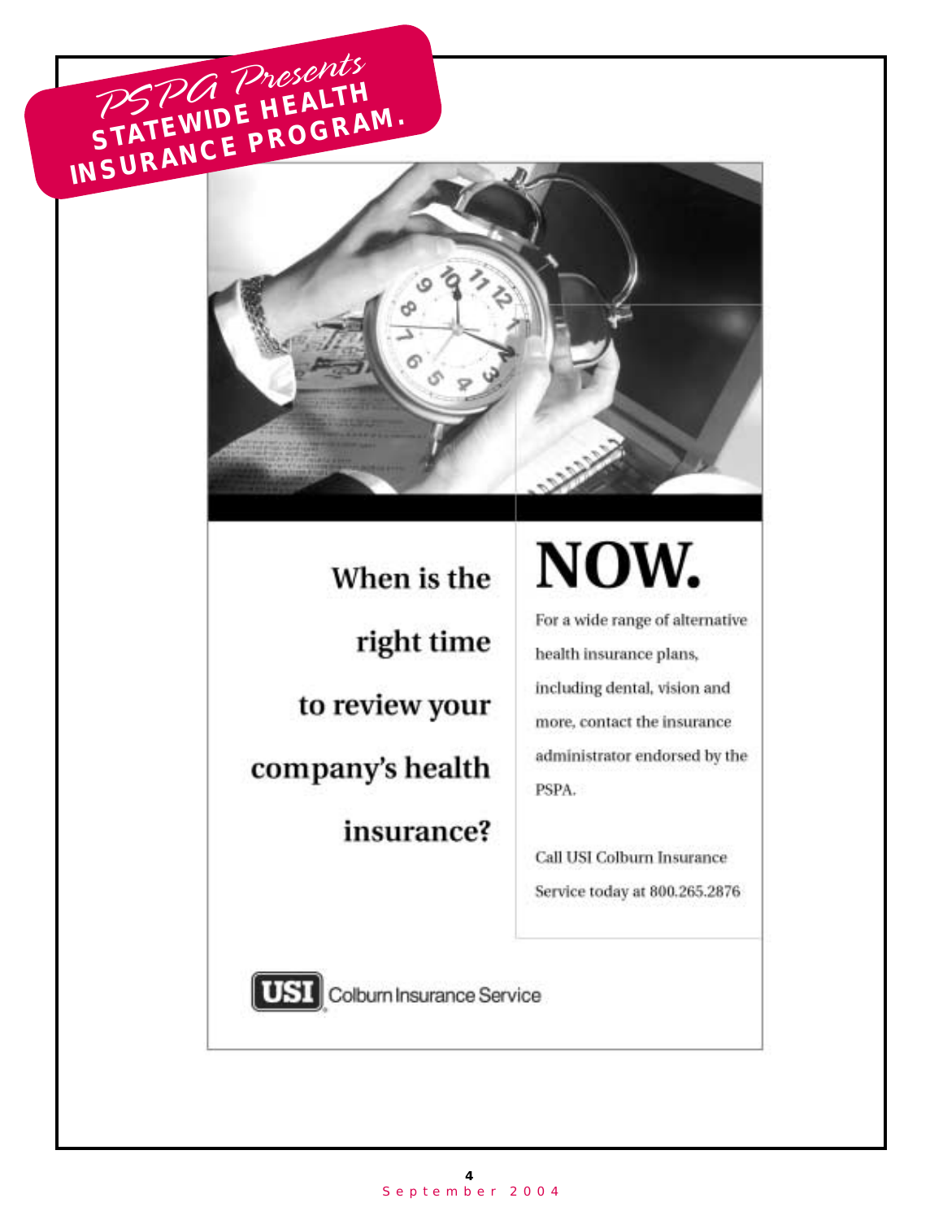# PSPA Presents STATEWIDE HEALTH INSURANCE PROGRAM.

## When is the right time to review your company's health insurance?

# NOW.

For a wide range of alternative health insurance plans, including dental, vision and more, contact the insurance administrator endorsed by the PSPA.

Call USI Colburn Insurance Service today at 800.265.2876

USI Colburn Insurance Service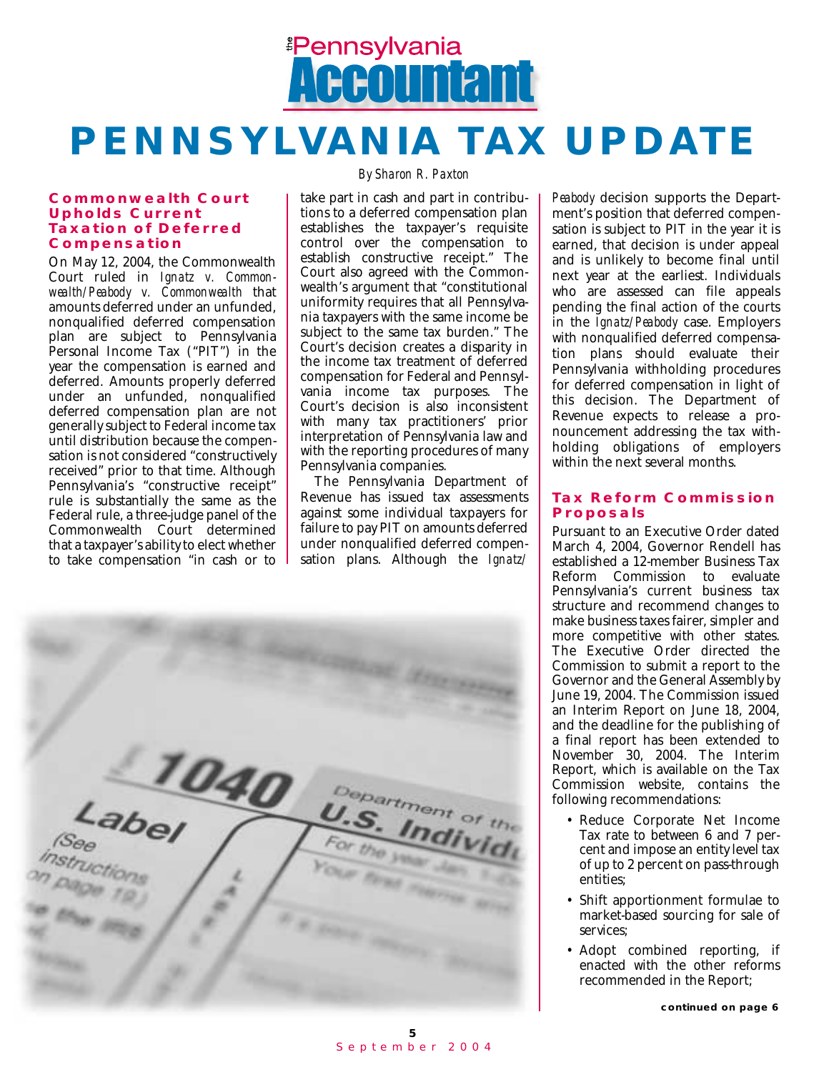# PENNSYLVANIA TAX UPDATE

*By Sharon R. Paxton*

## Commonwealth Court Upholds Current Taxation of Deferred Compensation

On May 12, 2004, the Commonwealth Court ruled in *Ignatz v. Commonwealth/Peabody v. Commonwealth* that amounts deferred under an unfunded, nonqualified deferred compensation plan are subject to Pennsylvania Personal Income Tax ("PIT") in the year the compensation is earned and deferred. Amounts properly deferred under an unfunded, nonqualified deferred compensation plan are not generally subject to Federal income tax until distribution because the compensation is not considered "constructively received" prior to that time. Although Pennsylvania's "constructive receipt" rule is substantially the same as the Federal rule, a three-judge panel of the Commonwealth Court determined that a taxpayer's ability to elect whether to take compensation "in cash or to take part in cash and part in contributions to a deferred compensation plan establishes the taxpayer's requisite control over the compensation to establish constructive receipt." The Court also agreed with the Commonwealth's argument that "constitutional uniformity requires that all Pennsylvania taxpayers with the same income be subject to the same tax burden." The Court's decision creates a disparity in the income tax treatment of deferred compensation for Federal and Pennsylvania income tax purposes. The Court's decision is also inconsistent with many tax practitioners' prior interpretation of Pennsylvania law and with the reporting procedures of many Pennsylvania companies.

The Pennsylvania Department of Revenue has issued tax assessments against some individual taxpayers for failure to pay PIT on amounts deferred under nonqualified deferred compensation plans. Although the *Ignatz/Peabody* decision supports the Department's position that deferred compensation is subject to PIT in the year it is earned, that decision is under appeal and is unlikely to become final until next year at the earliest. Individuals who are assessed can file appeals pending the final action of the courts in the *Ignatz/Peabody* case. Employers with nonqualified deferred compensation plans should evaluate their Pennsylvania withholding procedures for deferred compensation in light of this decision. The Department of Revenue expects to release a pronouncement addressing the tax withholding obligations of employers within the next several months.

## Tax Reform Commission Proposals

Pursuant to an Executive Order dated March 4, 2004, Governor Rendell has established a 12-member Business Tax Reform Commission to evaluate Pennsylvania's current business tax structure and recommend changes to make business taxes fairer, simpler and more competitive with other states. The Executive Order directed the Commission to submit a report to the Governor and the General Assembly by June 19, 2004. The Commission issued an Interim Report on June 18, 2004, and the deadline for the publishing of a final report has been extended to November 30, 2004. The Interim Report, which is available on the Tax Commission website, contains the following recommendations:

- Reduce Corporate Net Income Tax rate to between 6 and 7 percent and impose an entity level tax of up to 2 percent on pass-through entities;
- Shift apportionment formulae to market-based sourcing for sale of services;
- Adopt combined reporting, if enacted with the other reforms recommended in the Report;

**continued on page 6**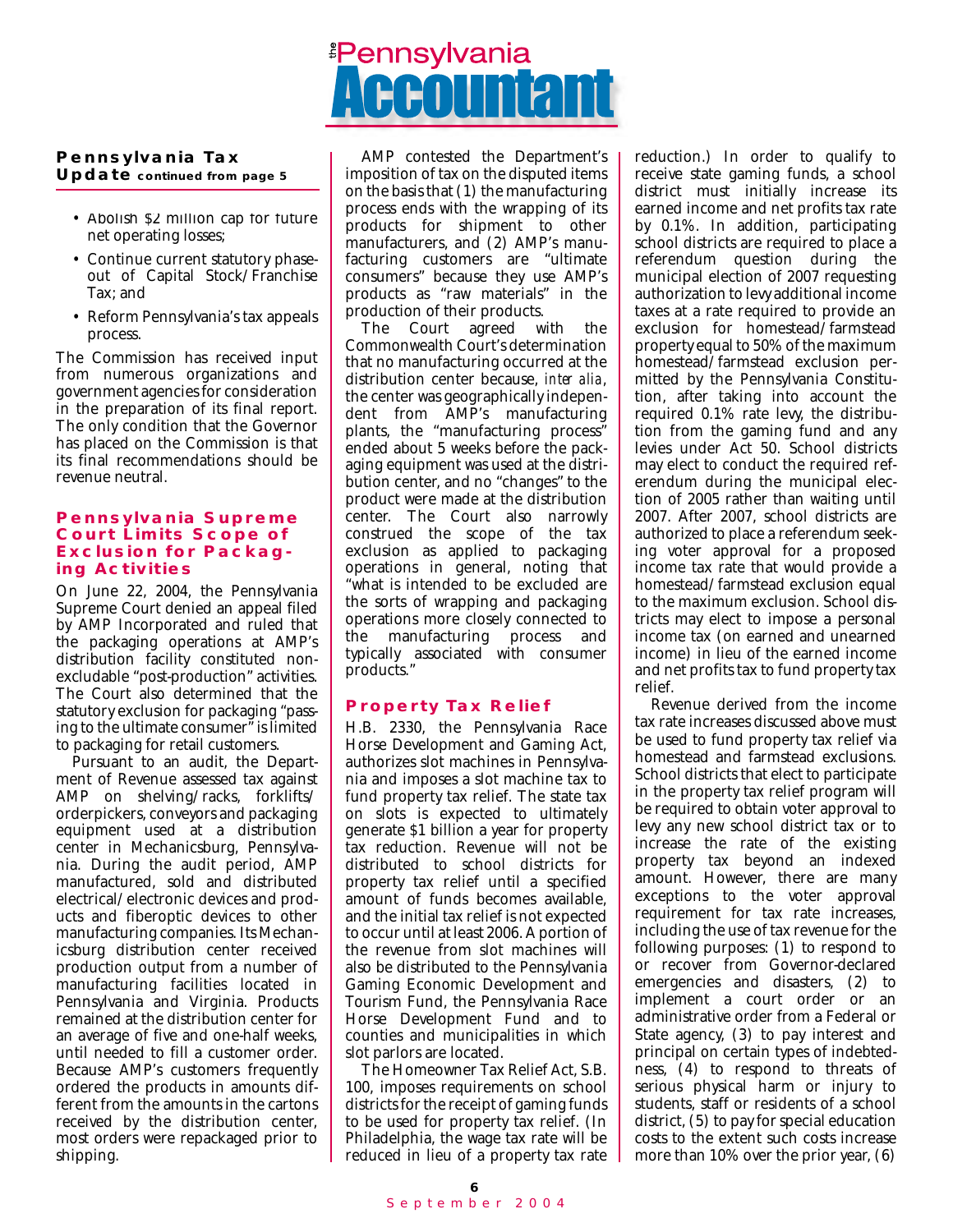## Pennsylvania Tax Update continued from page 5

- Abolish $2 million cap for future net operating losses;
- Continue current statutory phase-out of Capital Stock/Franchise Tax; and
- Reform Pennsylvania's tax appeals process.

The Commission has received input from numerous organizations and government agencies for consideration in the preparation of its final report. The only condition that the Governor has placed on the Commission is that its final recommendations should be revenue neutral.

### Pennsylvania Supreme Court Limits Scope of Exclusion for Packaging Activities

On June 22, 2004, the Pennsylvania Supreme Court denied an appeal filed by AMP Incorporated and ruled that the packaging operations at AMP's distribution facility constituted non-excludable "post-production" activities. The Court also determined that the statutory exclusion for packaging "passing to the ultimate consumer" is limited to packaging for retail customers.

Pursuant to an audit, the Department of Revenue assessed tax against AMP on shelving/racks, forklifts/orderpickers, conveyors and packaging equipment used at a distribution center in Mechanicsburg, Pennsylvania. During the audit period, AMP manufactured, sold and distributed electrical/electronic devices and products and fiberoptic devices to other manufacturing companies. Its Mechanicsburg distribution center received production output from a number of manufacturing facilities located in Pennsylvania and Virginia. Products remained at the distribution center for an average of five and one-half weeks, until needed to fill a customer order. Because AMP's customers frequently ordered the products in amounts different from the amounts in the cartons received by the distribution center, most orders were repackaged prior to shipping.

AMP contested the Department's imposition of tax on the disputed items on the basis that (1) the manufacturing process ends with the wrapping of its products for shipment to other manufacturers, and (2) AMP's manufacturing customers are "ultimate consumers" because they use AMP's products as "raw materials" in the production of their products.

The Court agreed with the Commonwealth Court's determination that no manufacturing occurred at the distribution center because, *inter alia*, the center was geographically independent from AMP's manufacturing plants, the "manufacturing process" ended about 5 weeks before the packaging equipment was used at the distribution center, and no "changes" to the product were made at the distribution center. The Court also narrowly construed the scope of the tax exclusion as applied to packaging operations in general, noting that "what is intended to be excluded are the sorts of wrapping and packaging operations more closely connected to the manufacturing process and typically associated with consumer products."

### Property Tax Relief

H.B. 2330, the Pennsylvania Race Horse Development and Gaming Act, authorizes slot machines in Pennsylvania and imposes a slot machine tax to fund property tax relief. The state tax on slots is expected to ultimately generate $1 billion a year for property tax reduction. Revenue will not be distributed to school districts for property tax relief until a specified amount of funds becomes available, and the initial tax relief is not expected to occur until at least 2006. A portion of the revenue from slot machines will also be distributed to the Pennsylvania Gaming Economic Development and Tourism Fund, the Pennsylvania Race Horse Development Fund and to counties and municipalities in which slot parlors are located.

The Homeowner Tax Relief Act, S.B. 100, imposes requirements on school districts for the receipt of gaming funds to be used for property tax relief. (In Philadelphia, the wage tax rate will be reduced in lieu of a property tax rate reduction.) In order to qualify to receive state gaming funds, a school district must initially increase its earned income and net profits tax rate by 0.1%. In addition, participating school districts are required to place a referendum question during the municipal election of 2007 requesting authorization to levy additional income taxes at a rate required to provide an exclusion for homestead/farmstead property equal to 50% of the maximum homestead/farmstead exclusion permitted by the Pennsylvania Constitution, after taking into account the required 0.1% rate levy, the distribution from the gaming fund and any levies under Act 50. School districts may elect to conduct the required referendum during the municipal election of 2005 rather than waiting until 2007. After 2007, school districts are authorized to place a referendum seeking voter approval for a proposed income tax rate that would provide a homestead/farmstead exclusion equal to the maximum exclusion. School districts may elect to impose a personal income tax (on earned and unearned income) in lieu of the earned income and net profits tax to fund property tax relief.

Revenue derived from the income tax rate increases discussed above must be used to fund property tax relief via homestead and farmstead exclusions. School districts that elect to participate in the property tax relief program will be required to obtain voter approval to levy any new school district tax or to increase the rate of the existing property tax beyond an indexed amount. However, there are many exceptions to the voter approval requirement for tax rate increases, including the use of tax revenue for the following purposes: (1) to respond to or recover from Governor-declared emergencies and disasters, (2) to implement a court order or an administrative order from a Federal or State agency, (3) to pay interest and principal on certain types of indebtedness, (4) to respond to threats of serious physical harm or injury to students, staff or residents of a school district, (5) to pay for special education costs to the extent such costs increase more than 10% over the prior year, (6)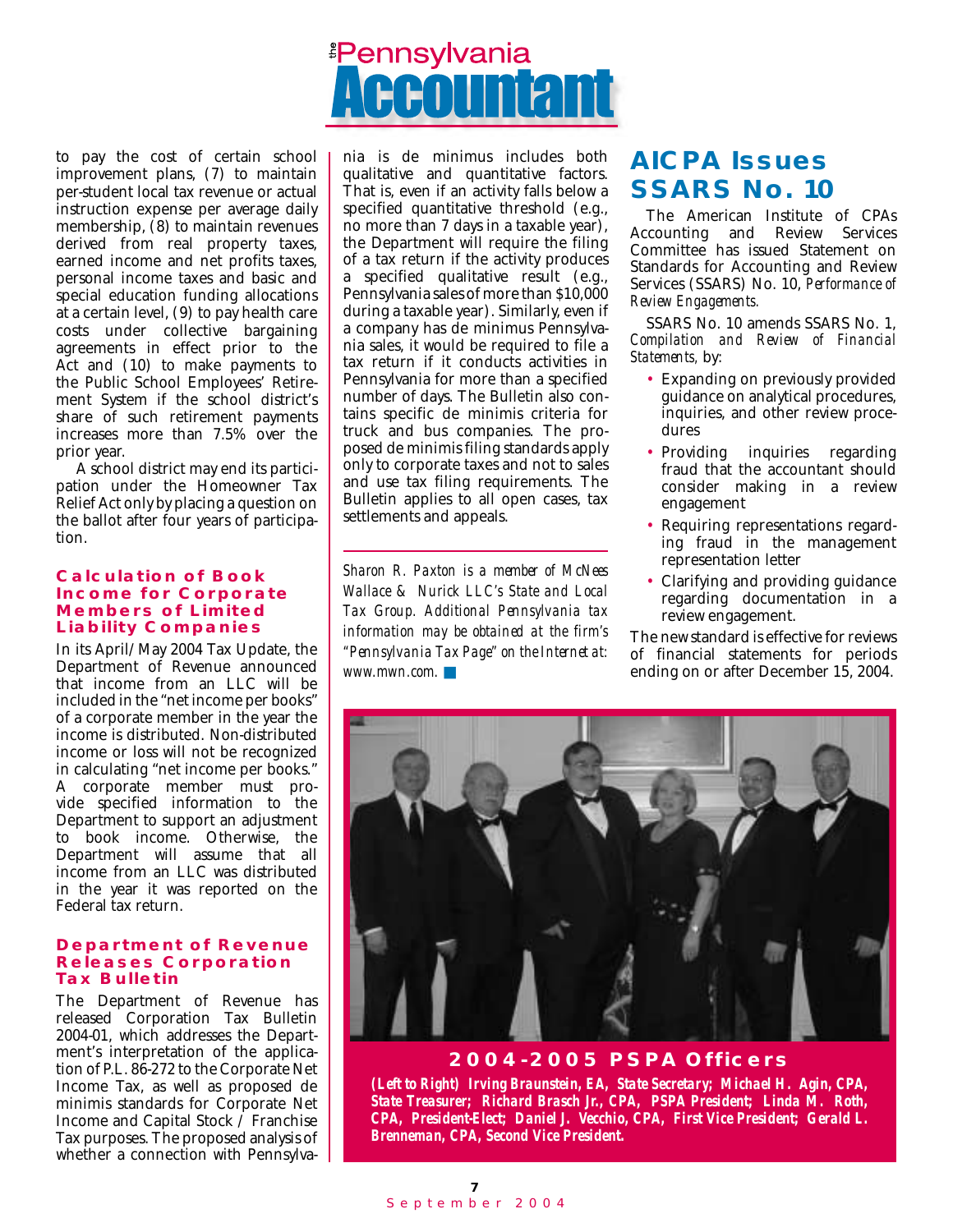to pay the cost of certain school improvement plans, (7) to maintain per-student local tax revenue or actual instruction expense per average daily membership, (8) to maintain revenues derived from real property taxes, earned income and net profits taxes, personal income taxes and basic and special education funding allocations at a certain level, (9) to pay health care costs under collective bargaining agreements in effect prior to the Act and (10) to make payments to the Public School Employees' Retirement System if the school district's share of such retirement payments increases more than 7.5% over the prior year.

A school district may end its participation under the Homeowner Tax Relief Act only by placing a question on the ballot after four years of participation.

### Calculation of Book Income for Corporate Members of Limited Liability Companies

In its April/May 2004 Tax Update, the Department of Revenue announced that income from an LLC will be included in the "net income per books" of a corporate member in the year the income is distributed. Non-distributed income or loss will not be recognized in calculating "net income per books." A corporate member must provide specified information to the Department to support an adjustment to book income. Otherwise, the Department will assume that all income from an LLC was distributed in the year it was reported on the Federal tax return.

### Department of Revenue Releases Corporation Tax Bulletin

The Department of Revenue has released Corporation Tax Bulletin 2004-01, which addresses the Department's interpretation of the application of P.L. 86-272 to the Corporate Net Income Tax, as well as proposed de minimis standards for Corporate Net Income and Capital Stock / Franchise Tax purposes. The proposed analysis of whether a connection with Pennsylvania is de minimus includes both qualitative and quantitative factors. That is, even if an activity falls below a specified quantitative threshold (e.g., no more than 7 days in a taxable year), the Department will require the filing of a tax return if the activity produces a specified qualitative result (e.g., Pennsylvania sales of more than $10,000 during a taxable year). Similarly, even if a company has de minimus Pennsylvania sales, it would be required to file a tax return if it conducts activities in Pennsylvania for more than a specified number of days. The Bulletin also contains specific de minimis criteria for truck and bus companies. The proposed de minimis filing standards apply only to corporate taxes and not to sales and use tax filing requirements. The Bulletin applies to all open cases, tax settlements and appeals.

*Sharon R. Paxton is a member of McNees Wallace & Nurick LLC's State and Local Tax Group. Additional Pennsylvania tax information may be obtained at the firm's "Pennsylvania Tax Page" on the Internet at: www.mwn.com.*

## AICPA Issues SSARS No. 10

The American Institute of CPAs Accounting and Review Services Committee has issued Statement on Standards for Accounting and Review Services (SSARS) No. 10, *Performance of Review Engagements.*

SSARS No. 10 amends SSARS No. 1, *Compilation and Review of Financial Statements,* by:

- Expanding on previously provided guidance on analytical procedures, inquiries, and other review procedures
- Providing inquiries regarding fraud that the accountant should consider making in a review engagement
- Requiring representations regarding fraud in the management representation letter
- Clarifying and providing guidance regarding documentation in a review engagement.

The new standard is effective for reviews of financial statements for periods ending on or after December 15, 2004.

**2004-2005 PSPA Officers**

***(Left to Right) Irving Braunstein, EA, State Secretary; Michael H. Agin, CPA, State Treasurer; Richard Brasch Jr., CPA, PSPA President; Linda M. Roth, CPA, President-Elect; Daniel J. Vecchio, CPA, First Vice President; Gerald L. Brenneman, CPA, Second Vice President.***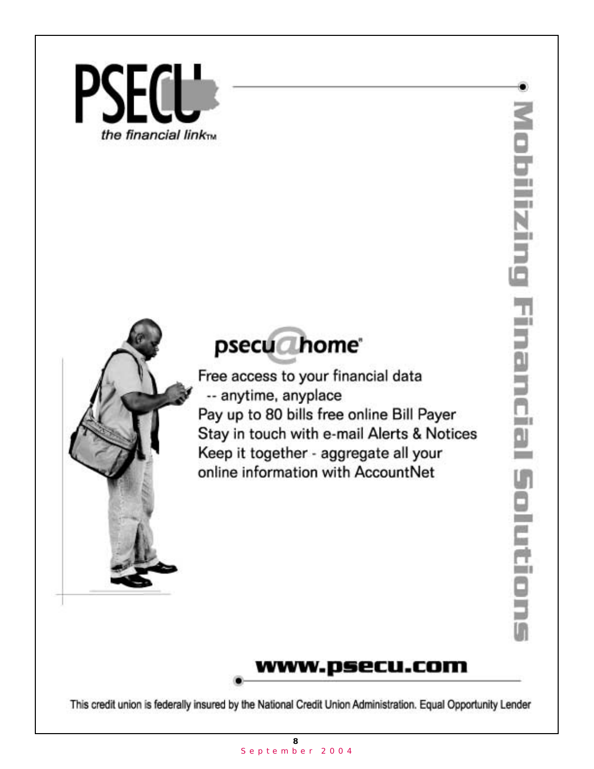PSECU

*the financial link*™

# psecu@home®

Free access to your financial data
-- anytime, anyplace

Pay up to 80 bills free online Bill Payer

Stay in touch with e-mail Alerts & Notices

Keep it together - aggregate all your online information with AccountNet

**Mobilizing Financial Solutions**

**www.psecu.com**

This credit union is federally insured by the National Credit Union Administration. Equal Opportunity Lender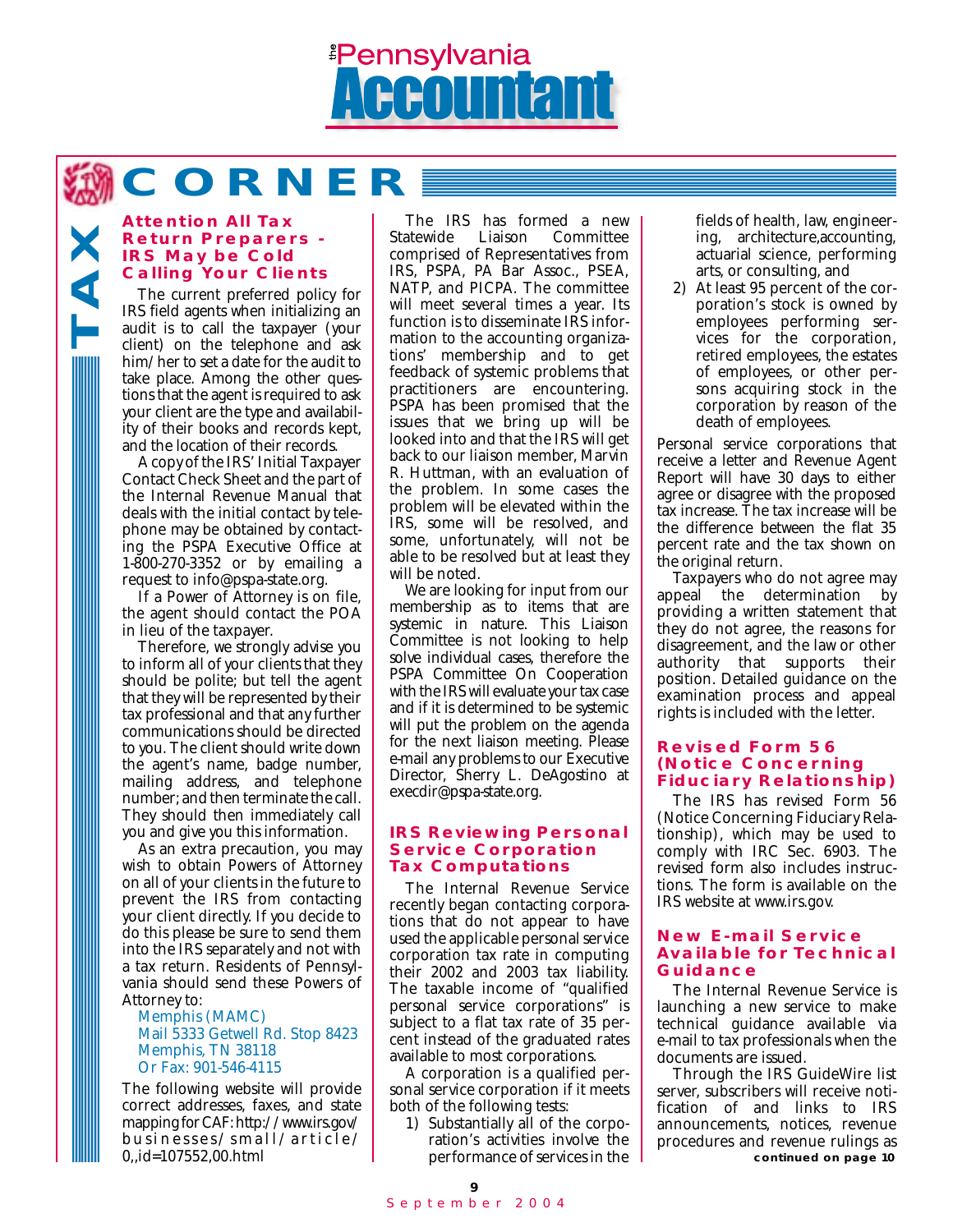# TAX CORNER

## Attention All Tax Return Preparers - IRS May be Cold Calling Your Clients

The current preferred policy for IRS field agents when initializing an audit is to call the taxpayer (your client) on the telephone and ask him/her to set a date for the audit to take place. Among the other questions that the agent is required to ask your client are the type and availability of their books and records kept, and the location of their records.

A copy of the IRS' Initial Taxpayer Contact Check Sheet and the part of the Internal Revenue Manual that deals with the initial contact by telephone may be obtained by contacting the PSPA Executive Office at 1-800-270-3352 or by emailing a request to info@pspa-state.org.

If a Power of Attorney is on file, the agent should contact the POA in lieu of the taxpayer.

Therefore, we strongly advise you to inform all of your clients that they should be polite; but tell the agent that they will be represented by their tax professional and that any further communications should be directed to you. The client should write down the agent's name, badge number, mailing address, and telephone number; and then terminate the call. They should then immediately call you and give you this information.

As an extra precaution, you may wish to obtain Powers of Attorney on all of your clients in the future to prevent the IRS from contacting your client directly. If you decide to do this please be sure to send them into the IRS separately and not with a tax return. Residents of Pennsylvania should send these Powers of Attorney to:

Memphis (MAMC)
Mail 5333 Getwell Rd. Stop 8423
Memphis, TN 38118
Or Fax: 901-546-4115

The following website will provide correct addresses, faxes, and state mapping for CAF: http://www.irs.gov/businesses/small/article/0,,id=107552,00.html

The IRS has formed a new Statewide Liaison Committee comprised of Representatives from IRS, PSPA, PA Bar Assoc., PSEA, NATP, and PICPA. The committee will meet several times a year. Its function is to disseminate IRS information to the accounting organizations' membership and to get feedback of systemic problems that practitioners are encountering. PSPA has been promised that the issues that we bring up will be looked into and that the IRS will get back to our liaison member, Marvin R. Huttman, with an evaluation of the problem. In some cases the problem will be elevated within the IRS, some will be resolved, and some, unfortunately, will not be able to be resolved but at least they will be noted.

We are looking for input from our membership as to items that are systemic in nature. This Liaison Committee is not looking to help solve individual cases, therefore the PSPA Committee On Cooperation with the IRS will evaluate your tax case and if it is determined to be systemic will put the problem on the agenda for the next liaison meeting. Please e-mail any problems to our Executive Director, Sherry L. DeAgostino at execdir@pspa-state.org.

## IRS Reviewing Personal Service Corporation Tax Computations

The Internal Revenue Service recently began contacting corporations that do not appear to have used the applicable personal service corporation tax rate in computing their 2002 and 2003 tax liability. The taxable income of "qualified personal service corporations" is subject to a flat tax rate of 35 percent instead of the graduated rates available to most corporations.

A corporation is a qualified personal service corporation if it meets both of the following tests:

1) Substantially all of the corporation's activities involve the performance of services in the fields of health, law, engineering, architecture,accounting, actuarial science, performing arts, or consulting, and
2) At least 95 percent of the corporation's stock is owned by employees performing services for the corporation, retired employees, the estates of employees, or other persons acquiring stock in the corporation by reason of the death of employees.

Personal service corporations that receive a letter and Revenue Agent Report will have 30 days to either agree or disagree with the proposed tax increase. The tax increase will be the difference between the flat 35 percent rate and the tax shown on the original return.

Taxpayers who do not agree may appeal the determination by providing a written statement that they do not agree, the reasons for disagreement, and the law or other authority that supports their position. Detailed guidance on the examination process and appeal rights is included with the letter.

## Revised Form 56 (Notice Concerning Fiduciary Relationship)

The IRS has revised Form 56 (Notice Concerning Fiduciary Relationship), which may be used to comply with IRC Sec. 6903. The revised form also includes instructions. The form is available on the IRS website at www.irs.gov.

## New E-mail Service Available for Technical Guidance

The Internal Revenue Service is launching a new service to make technical guidance available via e-mail to tax professionals when the documents are issued.

Through the IRS GuideWire list server, subscribers will receive notification of and links to IRS announcements, notices, revenue procedures and revenue rulings as

**continued on page 10**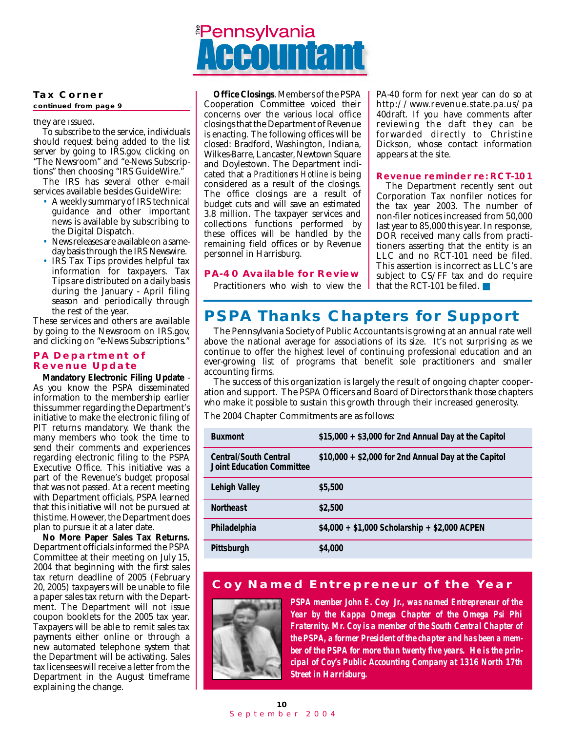### Tax Corner

**continued from page 9**

they are issued.

To subscribe to the service, individuals should request being added to the list server by going to IRS.gov, clicking on "The Newsroom" and "e-News Subscriptions" then choosing "IRS GuideWire."

The IRS has several other e-mail services available besides GuideWire:

- A weekly summary of IRS technical guidance and other important news is available by subscribing to the Digital Dispatch.
- News releases are available on a same-day basis through the IRS Newswire.
- IRS Tax Tips provides helpful tax information for taxpayers. Tax Tips are distributed on a daily basis during the January - April filing season and periodically through the rest of the year.

These services and others are available by going to the Newsroom on IRS.gov, and clicking on "e-News Subscriptions."

### PA Department of Revenue Update

**Mandatory Electronic Filing Update** - As you know the PSPA disseminated information to the membership earlier this summer regarding the Department's initiative to make the electronic filing of PIT returns mandatory. We thank the many members who took the time to send their comments and experiences regarding electronic filing to the PSPA Executive Office. This initiative was a part of the Revenue's budget proposal that was not passed. At a recent meeting with Department officials, PSPA learned that this initiative will not be pursued at this time. However, the Department does plan to pursue it at a later date.

**No More Paper Sales Tax Returns.** Department officials informed the PSPA Committee at their meeting on July 15, 2004 that beginning with the first sales tax return deadline of 2005 (February 20, 2005) taxpayers will be unable to file a paper sales tax return with the Department. The Department will not issue coupon booklets for the 2005 tax year. Taxpayers will be able to remit sales tax payments either online or through a new automated telephone system that the Department will be activating. Sales tax licensees will receive a letter from the Department in the August timeframe explaining the change.

**Office Closings**. Members of the PSPA Cooperation Committee voiced their concerns over the various local office closings that the Department of Revenue is enacting. The following offices will be closed: Bradford, Washington, Indiana, Wilkes-Barre, Lancaster, Newtown Square and Doylestown. The Department indicated that a *Practitioners Hotline* is being considered as a result of the closings. The office closings are a result of budget cuts and will save an estimated 3.8 million. The taxpayer services and collections functions performed by these offices will be handled by the remaining field offices or by Revenue personnel in Harrisburg.

### PA-40 Available for Review

Practitioners who wish to view the PA-40 form for next year can do so at http://www.revenue.state.pa.us/pa40draft. If you have comments after reviewing the daft they can be forwarded directly to Christine Dickson, whose contact information appears at the site.

### Revenue reminder re: RCT-101

The Department recently sent out Corporation Tax nonfiler notices for the tax year 2003. The number of non-filer notices increased from 50,000 last year to 85,000 this year. In response, DOR received many calls from practitioners asserting that the entity is an LLC and no RCT-101 need be filed. This assertion is incorrect as LLC's are subject to CS/FF tax and do require that the RCT-101 be filed.

## PSPA Thanks Chapters for Support

The Pennsylvania Society of Public Accountants is growing at an annual rate well above the national average for associations of its size. It's not surprising as we continue to offer the highest level of continuing professional education and an ever-growing list of programs that benefit sole practitioners and smaller accounting firms.

The success of this organization is largely the result of ongoing chapter cooperation and support. The PSPA Officers and Board of Directors thank those chapters who make it possible to sustain this growth through their increased generosity.

The 2004 Chapter Commitments are as follows:

| Chapter | Commitment |
|---|---|
| **Buxmont** | **$15,000 + $3,000 for 2nd Annual Day at the Capitol** |
| **Central/South Central Joint Education Committee** | **$10,000 + $2,000 for 2nd Annual Day at the Capitol** |
| **Lehigh Valley** | **$5,500** |
| **Northeast** | **$2,500** |
| **Philadelphia** | **$4,000 + $1,000 Scholarship + $2,000 ACPEN** |
| **Pittsburgh** | **$4,000** |

### Coy Named Entrepreneur of the Year

***PSPA member John E. Coy Jr., was named Entrepreneur of the Year by the Kappa Omega Chapter of the Omega Psi Phi Fraternity. Mr. Coy is a member of the South Central Chapter of the PSPA, a former President of the chapter and has been a member of the PSPA for more than twenty five years. He is the principal of Coy's Public Accounting Company at 1316 North 17th Street in Harrisburg.***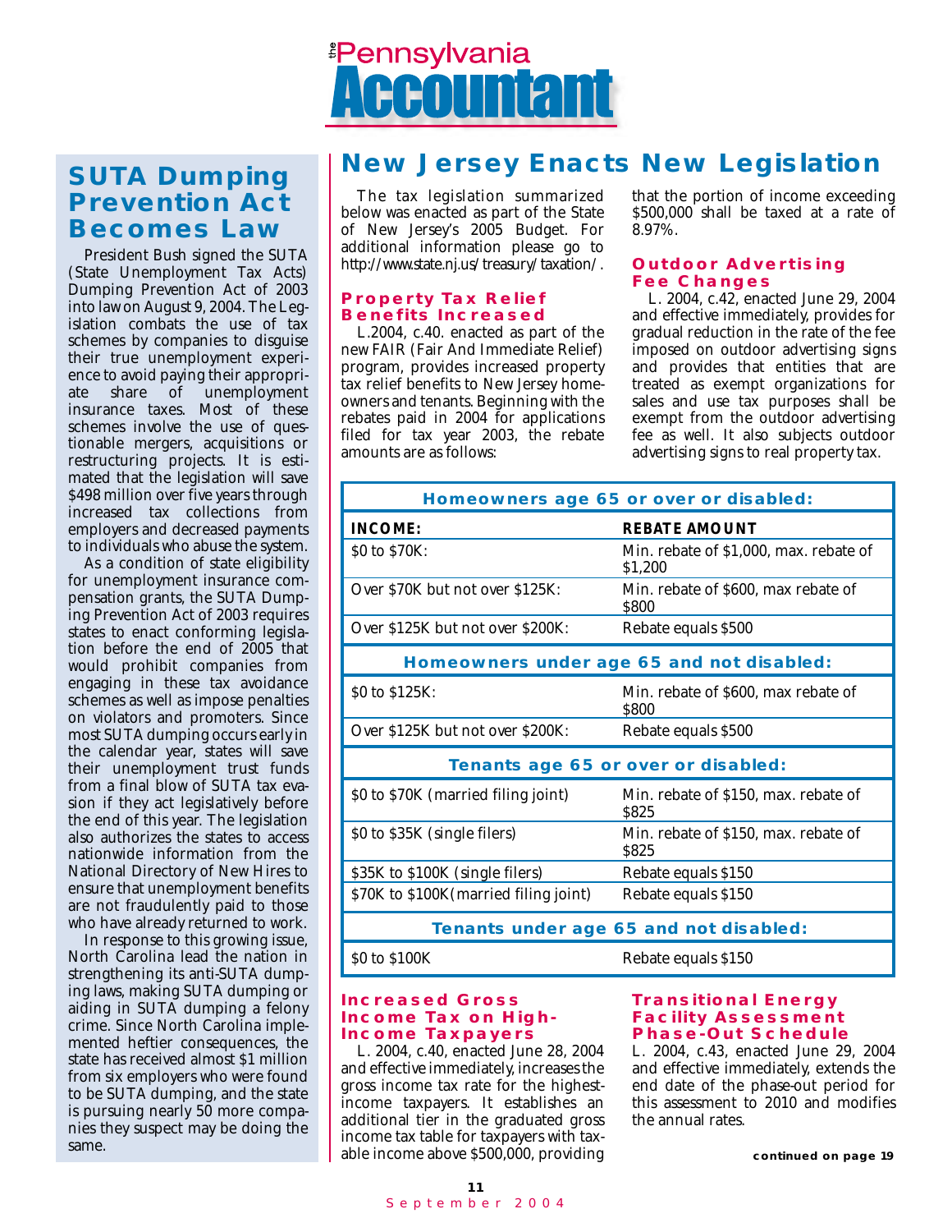## SUTA Dumping Prevention Act Becomes Law

President Bush signed the SUTA (State Unemployment Tax Acts) Dumping Prevention Act of 2003 into law on August 9, 2004. The Legislation combats the use of tax schemes by companies to disguise their true unemployment experience to avoid paying their appropriate share of unemployment insurance taxes. Most of these schemes involve the use of questionable mergers, acquisitions or restructuring projects. It is estimated that the legislation will save $498 million over five years through increased tax collections from employers and decreased payments to individuals who abuse the system.

As a condition of state eligibility for unemployment insurance compensation grants, the SUTA Dumping Prevention Act of 2003 requires states to enact conforming legislation before the end of 2005 that would prohibit companies from engaging in these tax avoidance schemes as well as impose penalties on violators and promoters. Since most SUTA dumping occurs early in the calendar year, states will save their unemployment trust funds from a final blow of SUTA tax evasion if they act legislatively before the end of this year. The legislation also authorizes the states to access nationwide information from the National Directory of New Hires to ensure that unemployment benefits are not fraudulently paid to those who have already returned to work.

In response to this growing issue, North Carolina lead the nation in strengthening its anti-SUTA dumping laws, making SUTA dumping or aiding in SUTA dumping a felony crime. Since North Carolina implemented heftier consequences, the state has received almost $1 million from six employers who were found to be SUTA dumping, and the state is pursuing nearly 50 more companies they suspect may be doing the same.

# New Jersey Enacts New Legislation

The tax legislation summarized below was enacted as part of the State of New Jersey's 2005 Budget. For additional information please go to http://www.state.nj.us/treasury/taxation/.

### Property Tax Relief Benefits Increased

L.2004, c.40. enacted as part of the new FAIR (Fair And Immediate Relief) program, provides increased property tax relief benefits to New Jersey homeowners and tenants. Beginning with the rebates paid in 2004 for applications filed for tax year 2003, the rebate amounts are as follows:

| INCOME: | REBATE AMOUNT |
|---|---|
| **Homeowners age 65 or over or disabled:** | |
| $0 to $70K: | Min. rebate of $1,000, max. rebate of $1,200 |
| Over $70K but not over $125K: | Min. rebate of $600, max rebate of $800 |
| Over $125K but not over $200K: | Rebate equals $500 |
| **Homeowners under age 65 and not disabled:** | |
| $0 to $125K: | Min. rebate of $600, max rebate of $800 |
| Over $125K but not over $200K: | Rebate equals $500 |
| **Tenants age 65 or over or disabled:** | |
| $0 to $70K (married filing joint) | Min. rebate of $150, max. rebate of $825 |
| $0 to $35K (single filers) | Min. rebate of $150, max. rebate of $825 |
| $35K to $100K (single filers) | Rebate equals $150 |
| $70K to $100K(married filing joint) | Rebate equals $150 |
| **Tenants under age 65 and not disabled:** | |
| $0 to $100K | Rebate equals $150 |

### Increased Gross Income Tax on High-Income Taxpayers

L. 2004, c.40, enacted June 28, 2004 and effective immediately, increases the gross income tax rate for the highest-income taxpayers. It establishes an additional tier in the graduated gross income tax table for taxpayers with taxable income above $500,000, providing that the portion of income exceeding $500,000 shall be taxed at a rate of 8.97%.

### Outdoor Advertising Fee Changes

L. 2004, c.42, enacted June 29, 2004 and effective immediately, provides for gradual reduction in the rate of the fee imposed on outdoor advertising signs and provides that entities that are treated as exempt organizations for sales and use tax purposes shall be exempt from the outdoor advertising fee as well. It also subjects outdoor advertising signs to real property tax.

### Transitional Energy Facility Assessment Phase-Out Schedule

L. 2004, c.43, enacted June 29, 2004 and effective immediately, extends the end date of the phase-out period for this assessment to 2010 and modifies the annual rates.

**continued on page 19**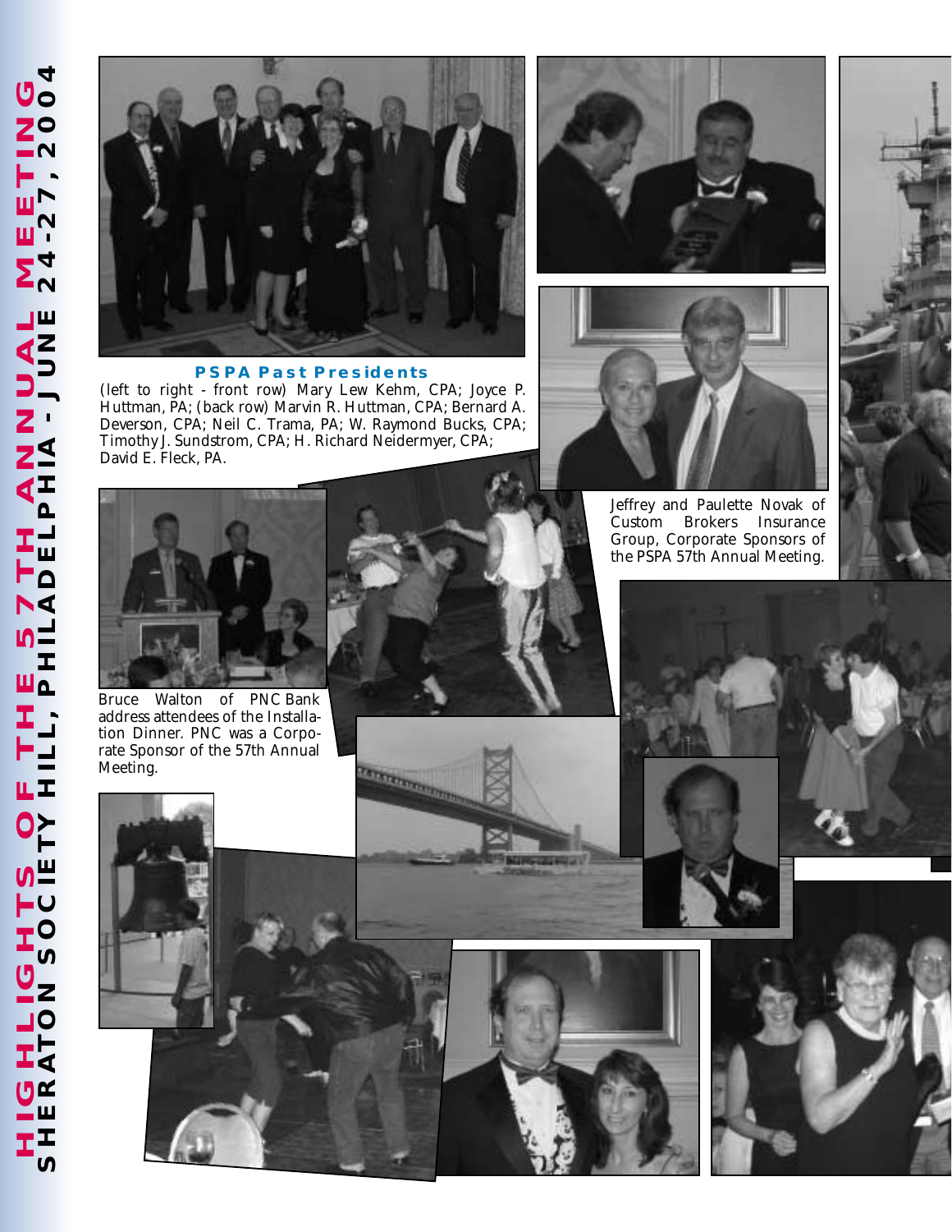# HIGHLIGHTS OF THE 57TH ANNUAL MEETING
## SHERATON SOCIETY HILL, PHILADELPHIA - JUNE 24-27, 2004

**PSPA Past Presidents**

(left to right - front row) Mary Lew Kehm, CPA; Joyce P. Huttman, PA; (back row) Marvin R. Huttman, CPA; Bernard A. Deverson, CPA; Neil C. Trama, PA; W. Raymond Bucks, CPA; Timothy J. Sundstrom, CPA; H. Richard Neidermyer, CPA; David E. Fleck, PA.

Jeffrey and Paulette Novak of Custom Brokers Insurance Group, Corporate Sponsors of the PSPA 57th Annual Meeting.

Bruce Walton of PNC Bank address attendees of the Installation Dinner. PNC was a Corporate Sponsor of the 57th Annual Meeting.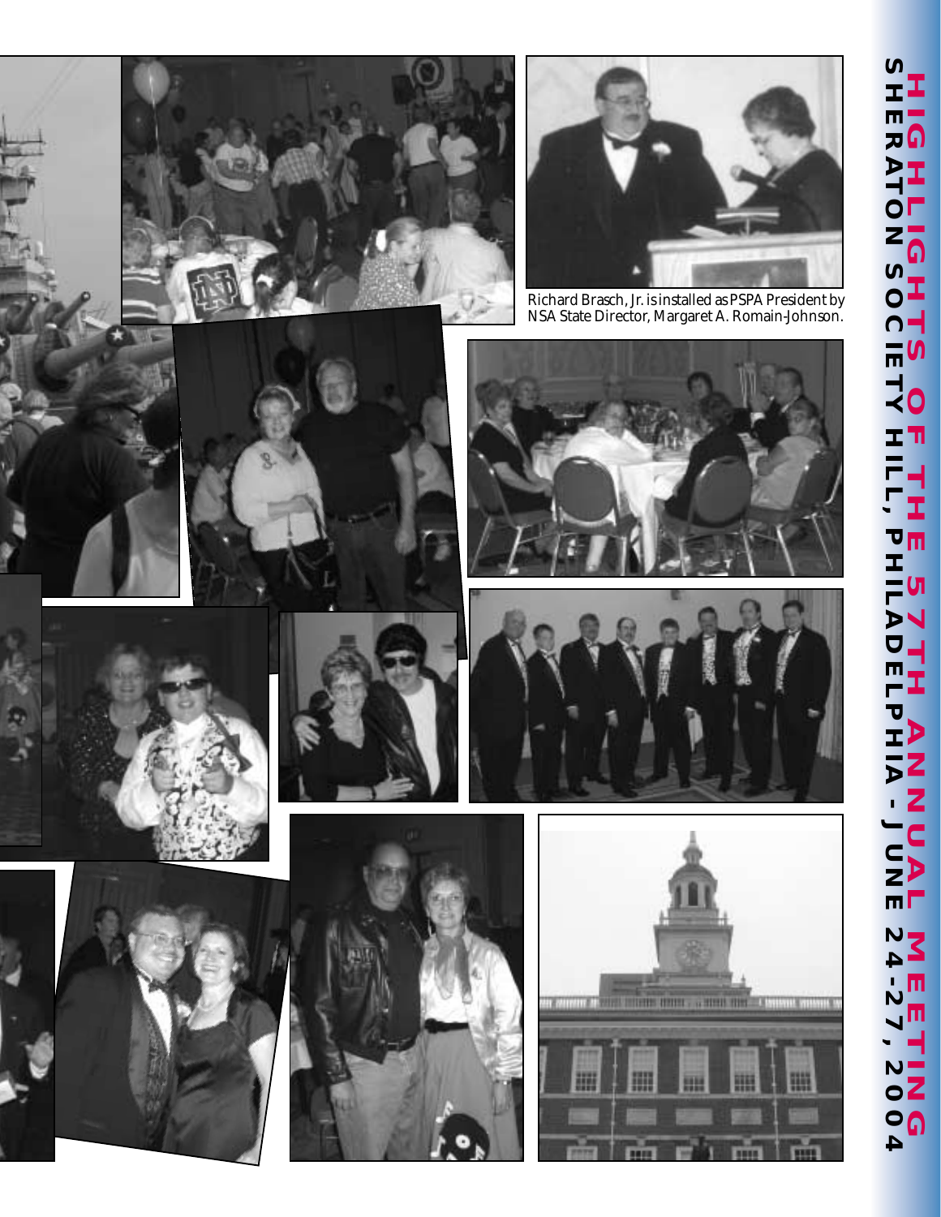# HIGHLIGHTS OF THE 57TH ANNUAL MEETING

## SHERATON SOCIETY HILL, PHILADELPHIA - JUNE 24-27, 2004

Richard Brasch, Jr. is installed as PSPA President by NSA State Director, Margaret A. Romain-Johnson.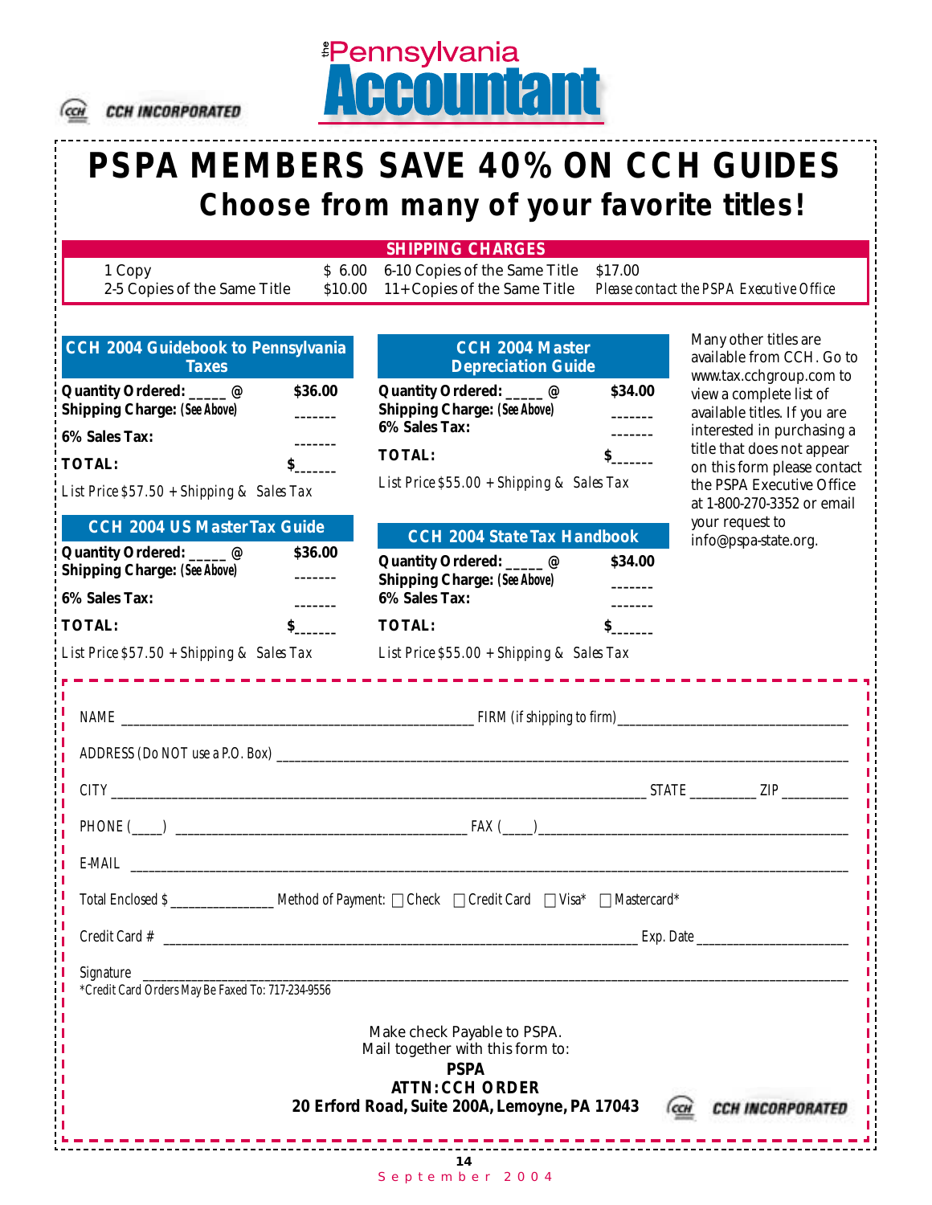CCH INCORPORATED

the Pennsylvania Accountant

# PSPA MEMBERS SAVE 40% ON CCH GUIDES

## Choose from many of your favorite titles!

| SHIPPING CHARGES | | | |
|---|---|---|---|
| 1 Copy | $ 6.00 | 6-10 Copies of the Same Title | $17.00 |
| 2-5 Copies of the Same Title | $10.00 | 11+ Copies of the Same Title | *Please contact the PSPA Executive Office* |

### CCH 2004 Guidebook to Pennsylvania Taxes

**Quantity Ordered:** _____ @ **$36.00**
**Shipping Charge:** (See Above) _______
**6% Sales Tax:** _______
**TOTAL:** $_______

List Price $57.50 + Shipping & Sales Tax

### CCH 2004 US MasterTax Guide

**Quantity Ordered:** _____ @ **$36.00**
**Shipping Charge:** (See Above) _______
**6% Sales Tax:** _______
**TOTAL:** $_______

List Price $57.50 + Shipping & Sales Tax

### CCH 2004 Master Depreciation Guide

**Quantity Ordered:** _____ @ **$34.00**
**Shipping Charge:** (See Above) _______
**6% Sales Tax:** _______
**TOTAL:** $_______

List Price $55.00 + Shipping & Sales Tax

### CCH 2004 State Tax Handbook

**Quantity Ordered:** _____ @ **$34.00**
**Shipping Charge:** (See Above) _______
**6% Sales Tax:** _______
**TOTAL:** $_______

List Price $55.00 + Shipping & Sales Tax

Many other titles are available from CCH. Go to www.tax.cchgroup.com to view a complete list of available titles. If you are interested in purchasing a title that does not appear on this form please contact the PSPA Executive Office at 1-800-270-3352 or email your request to info@pspa-state.org.

NAME ____________________ FIRM (if shipping to firm) ____________________

ADDRESS (Do NOT use a P.O. Box) ____________________

CITY ____________________ STATE _________ ZIP _________

PHONE (____) ____________________ FAX (____) ____________________

E-MAIL ____________________

Total Enclosed $ _____________ Method of Payment: ☐ Check ☐ Credit Card ☐ Visa* ☐ Mastercard*

Credit Card # ____________________ Exp. Date ____________________

Signature ____________________
*Credit Card Orders May Be Faxed To: 717-234-9556

Make check Payable to PSPA.
Mail together with this form to:
**PSPA**
**ATTN: CCH ORDER**
**20 Erford Road, Suite 200A, Lemoyne, PA 17043**

CCH INCORPORATED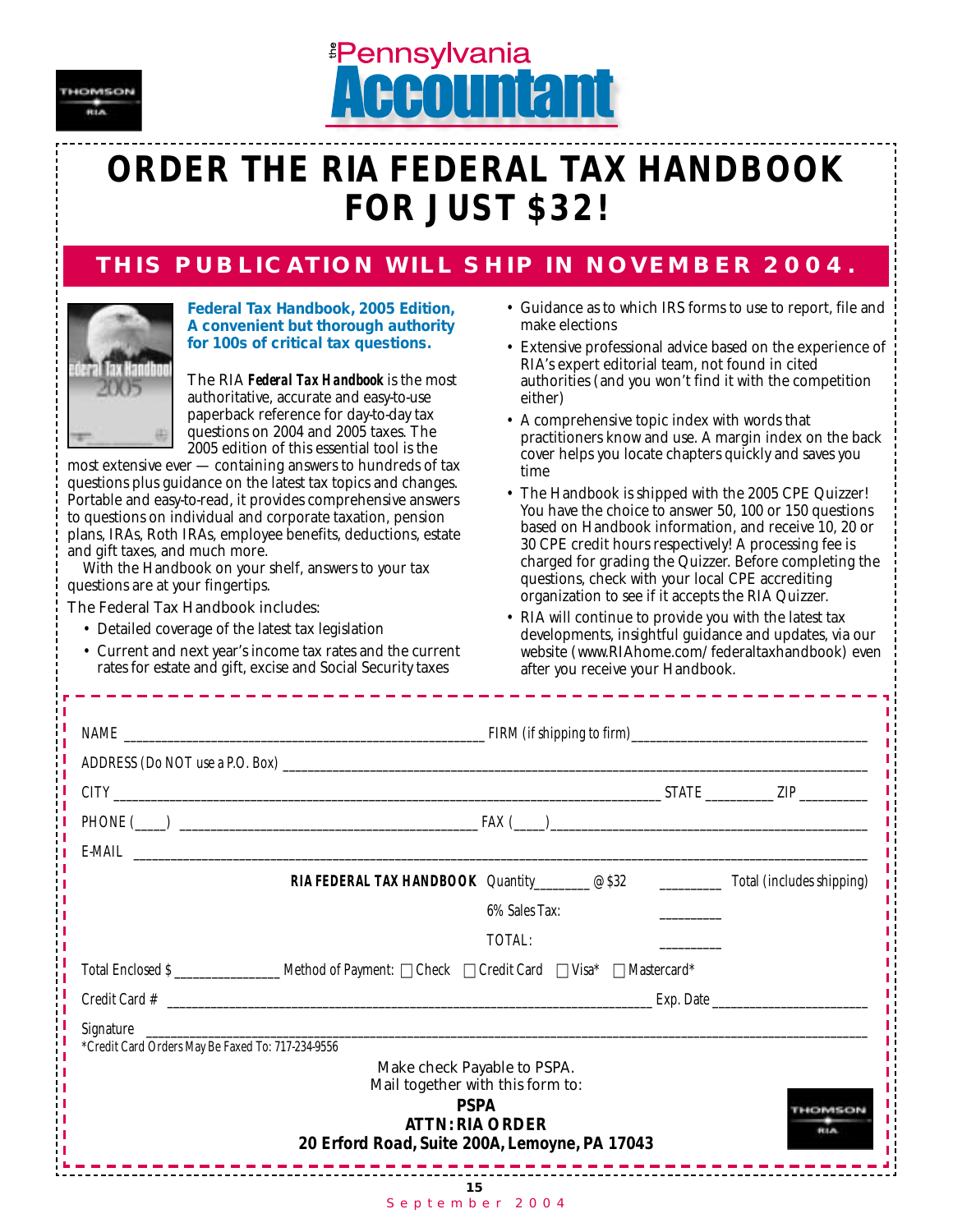# ORDER THE RIA FEDERAL TAX HANDBOOK FOR JUST $32!

## THIS PUBLICATION WILL SHIP IN NOVEMBER 2004.

**Federal Tax Handbook, 2005 Edition, A convenient but thorough authority for 100s of critical tax questions.**

The RIA ***Federal Tax Handbook*** is the most authoritative, accurate and easy-to-use paperback reference for day-to-day tax questions on 2004 and 2005 taxes. The 2005 edition of this essential tool is the most extensive ever — containing answers to hundreds of tax questions plus guidance on the latest tax topics and changes. Portable and easy-to-read, it provides comprehensive answers to questions on individual and corporate taxation, pension plans, IRAs, Roth IRAs, employee benefits, deductions, estate and gift taxes, and much more.

With the Handbook on your shelf, answers to your tax questions are at your fingertips.

The Federal Tax Handbook includes:

- Detailed coverage of the latest tax legislation
- Current and next year's income tax rates and the current rates for estate and gift, excise and Social Security taxes
- Guidance as to which IRS forms to use to report, file and make elections
- Extensive professional advice based on the experience of RIA's expert editorial team, not found in cited authorities (and you won't find it with the competition either)
- A comprehensive topic index with words that practitioners know and use. A margin index on the back cover helps you locate chapters quickly and saves you time
- The Handbook is shipped with the 2005 CPE Quizzer! You have the choice to answer 50, 100 or 150 questions based on Handbook information, and receive 10, 20 or 30 CPE credit hours respectively! A processing fee is charged for grading the Quizzer. Before completing the questions, check with your local CPE accrediting organization to see if it accepts the RIA Quizzer.
- RIA will continue to provide you with the latest tax developments, insightful guidance and updates, via our website (www.RIAhome.com/federaltaxhandbook) even after you receive your Handbook.

---

NAME ________________________ FIRM (if shipping to firm) ________________________

ADDRESS (Do NOT use a P.O. Box) ________________________

CITY ________________________ STATE __________ ZIP __________

PHONE (____) ________________________ FAX (____) ________________________

E-MAIL ________________________

**RIA FEDERAL TAX HANDBOOK** Quantity________ @$32 __________ Total (includes shipping)

6% Sales Tax: __________

TOTAL: __________

Total Enclosed $ ______________ Method of Payment: ☐ Check ☐ Credit Card ☐ Visa* ☐ Mastercard*

Credit Card # ________________________ Exp. Date ________________________

Signature ________________________

*Credit Card Orders May Be Faxed To: 717-234-9556

Make check Payable to PSPA.
Mail together with this form to:

**PSPA**
**ATTN: RIA ORDER**
**20 Erford Road, Suite 200A, Lemoyne, PA 17043**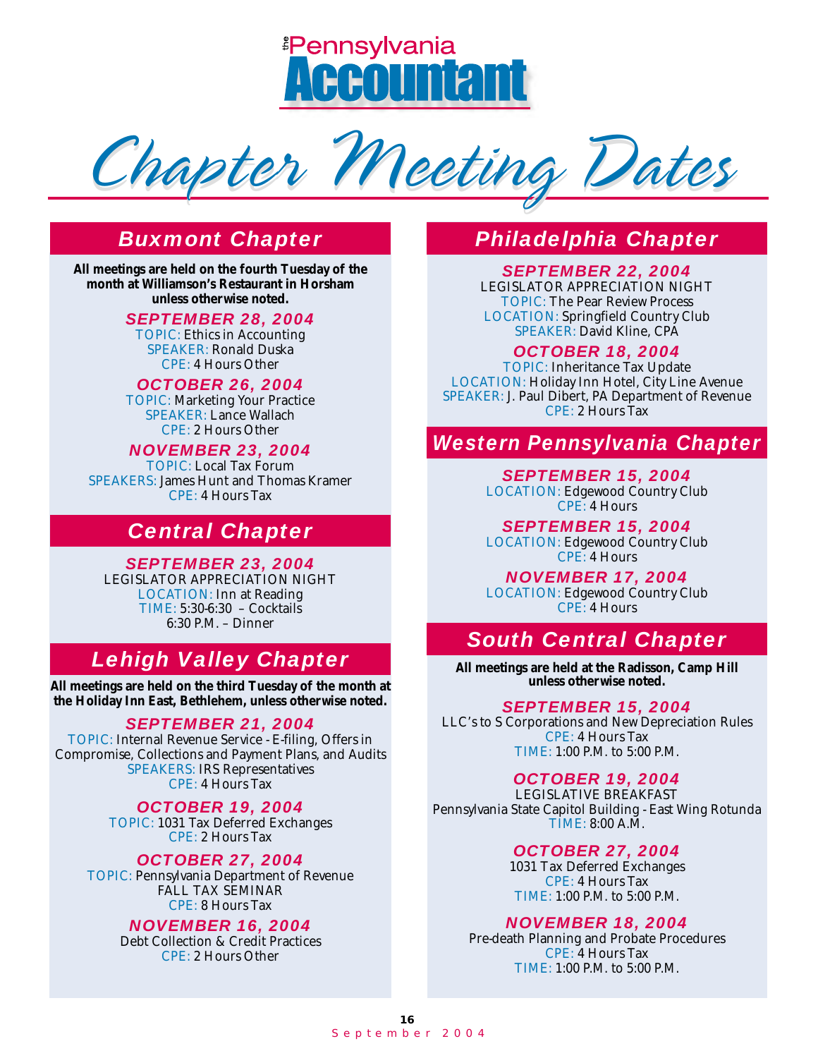# Chapter Meeting Dates

## Buxmont Chapter

**All meetings are held on the fourth Tuesday of the month at Williamson's Restaurant in Horsham unless otherwise noted.**

### SEPTEMBER 28, 2004

TOPIC: Ethics in Accounting
SPEAKER: Ronald Duska
CPE: 4 Hours Other

### OCTOBER 26, 2004

TOPIC: Marketing Your Practice
SPEAKER: Lance Wallach
CPE: 2 Hours Other

### NOVEMBER 23, 2004

TOPIC: Local Tax Forum
SPEAKERS: James Hunt and Thomas Kramer
CPE: 4 Hours Tax

## Central Chapter

### SEPTEMBER 23, 2004

LEGISLATOR APPRECIATION NIGHT
LOCATION: Inn at Reading
TIME: 5:30-6:30 – Cocktails
6:30 P.M. – Dinner

## Lehigh Valley Chapter

**All meetings are held on the third Tuesday of the month at the Holiday Inn East, Bethlehem, unless otherwise noted.**

### SEPTEMBER 21, 2004

TOPIC: Internal Revenue Service - E-filing, Offers in Compromise, Collections and Payment Plans, and Audits
SPEAKERS: IRS Representatives
CPE: 4 Hours Tax

### OCTOBER 19, 2004

TOPIC: 1031 Tax Deferred Exchanges
CPE: 2 Hours Tax

### OCTOBER 27, 2004

TOPIC: Pennsylvania Department of Revenue
FALL TAX SEMINAR
CPE: 8 Hours Tax

### NOVEMBER 16, 2004

Debt Collection & Credit Practices
CPE: 2 Hours Other

## Philadelphia Chapter

### SEPTEMBER 22, 2004

LEGISLATOR APPRECIATION NIGHT
TOPIC: The Pear Review Process
LOCATION: Springfield Country Club
SPEAKER: David Kline, CPA

### OCTOBER 18, 2004

TOPIC: Inheritance Tax Update
LOCATION: Holiday Inn Hotel, City Line Avenue
SPEAKER: J. Paul Dibert, PA Department of Revenue
CPE: 2 Hours Tax

## Western Pennsylvania Chapter

### SEPTEMBER 15, 2004

LOCATION: Edgewood Country Club
CPE: 4 Hours

### SEPTEMBER 15, 2004

LOCATION: Edgewood Country Club
CPE: 4 Hours

### NOVEMBER 17, 2004

LOCATION: Edgewood Country Club
CPE: 4 Hours

## South Central Chapter

**All meetings are held at the Radisson, Camp Hill unless otherwise noted.**

### SEPTEMBER 15, 2004

LLC's to S Corporations and New Depreciation Rules
CPE: 4 Hours Tax
TIME: 1:00 P.M. to 5:00 P.M.

### OCTOBER 19, 2004

LEGISLATIVE BREAKFAST
Pennsylvania State Capitol Building - East Wing Rotunda
TIME: 8:00 A.M.

### OCTOBER 27, 2004

1031 Tax Deferred Exchanges
CPE: 4 Hours Tax
TIME: 1:00 P.M. to 5:00 P.M.

### NOVEMBER 18, 2004

Pre-death Planning and Probate Procedures
CPE: 4 Hours Tax
TIME: 1:00 P.M. to 5:00 P.M.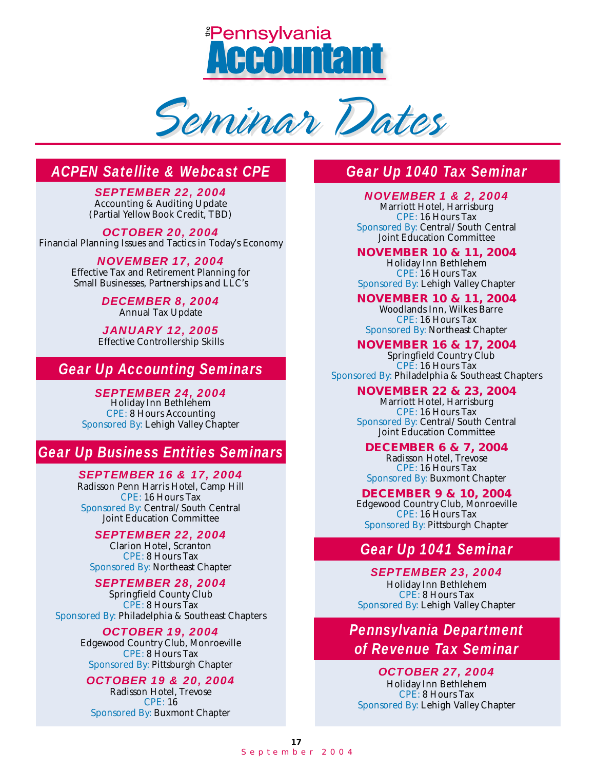# the Pennsylvania Accountant

# Seminar Dates

## ACPEN Satellite & Webcast CPE

**SEPTEMBER 22, 2004**
Accounting & Auditing Update
(Partial Yellow Book Credit, TBD)

**OCTOBER 20, 2004**
Financial Planning Issues and Tactics in Today's Economy

**NOVEMBER 17, 2004**
Effective Tax and Retirement Planning for
Small Businesses, Partnerships and LLC's

**DECEMBER 8, 2004**
Annual Tax Update

**JANUARY 12, 2005**
Effective Controllership Skills

## Gear Up Accounting Seminars

**SEPTEMBER 24, 2004**
Holiday Inn Bethlehem
CPE: 8 Hours Accounting
Sponsored By: Lehigh Valley Chapter

## Gear Up Business Entities Seminars

**SEPTEMBER 16 & 17, 2004**
Radisson Penn Harris Hotel, Camp Hill
CPE: 16 Hours Tax
Sponsored By: Central/South Central
Joint Education Committee

**SEPTEMBER 22, 2004**
Clarion Hotel, Scranton
CPE: 8 Hours Tax
Sponsored By: Northeast Chapter

**SEPTEMBER 28, 2004**
Springfield County Club
CPE: 8 Hours Tax
Sponsored By: Philadelphia & Southeast Chapters

**OCTOBER 19, 2004**
Edgewood Country Club, Monroeville
CPE: 8 Hours Tax
Sponsored By: Pittsburgh Chapter

**OCTOBER 19 & 20, 2004**
Radisson Hotel, Trevose
CPE: 16
Sponsored By: Buxmont Chapter

## Gear Up 1040 Tax Seminar

**NOVEMBER 1 & 2, 2004**
Marriott Hotel, Harrisburg
CPE: 16 Hours Tax
Sponsored By: Central/South Central
Joint Education Committee

**NOVEMBER 10 & 11, 2004**
Holiday Inn Bethlehem
CPE: 16 Hours Tax
Sponsored By: Lehigh Valley Chapter

**NOVEMBER 10 & 11, 2004**
Woodlands Inn, Wilkes Barre
CPE: 16 Hours Tax
Sponsored By: Northeast Chapter

**NOVEMBER 16 & 17, 2004**
Springfield Country Club
CPE: 16 Hours Tax
Sponsored By: Philadelphia & Southeast Chapters

**NOVEMBER 22 & 23, 2004**
Marriott Hotel, Harrisburg
CPE: 16 Hours Tax
Sponsored By: Central/South Central
Joint Education Committee

**DECEMBER 6 & 7, 2004**
Radisson Hotel, Trevose
CPE: 16 Hours Tax
Sponsored By: Buxmont Chapter

**DECEMBER 9 & 10, 2004**
Edgewood Country Club, Monroeville
CPE: 16 Hours Tax
Sponsored By: Pittsburgh Chapter

## Gear Up 1041 Seminar

**SEPTEMBER 23, 2004**
Holiday Inn Bethlehem
CPE: 8 Hours Tax
Sponsored By: Lehigh Valley Chapter

## Pennsylvania Department of Revenue Tax Seminar

**OCTOBER 27, 2004**
Holiday Inn Bethlehem
CPE: 8 Hours Tax
Sponsored By: Lehigh Valley Chapter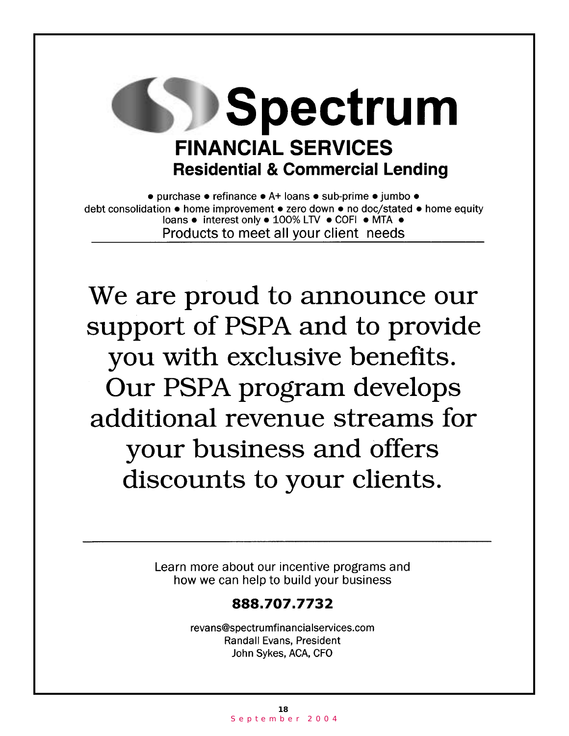# Spectrum

## FINANCIAL SERVICES

### Residential & Commercial Lending

● purchase ● refinance ● A+ loans ● sub-prime ● jumbo ● debt consolidation ● home improvement ● zero down ● no doc/stated ● home equity loans ● interest only ● 100% LTV ● COFI ● MTA ●

Products to meet all your client needs

---

We are proud to announce our support of PSPA and to provide you with exclusive benefits. Our PSPA program develops additional revenue streams for your business and offers discounts to your clients.

---

Learn more about our incentive programs and how we can help to build your business

**888.707.7732**

revans@spectrumfinancialservices.com
Randall Evans, President
John Sykes, ACA, CFO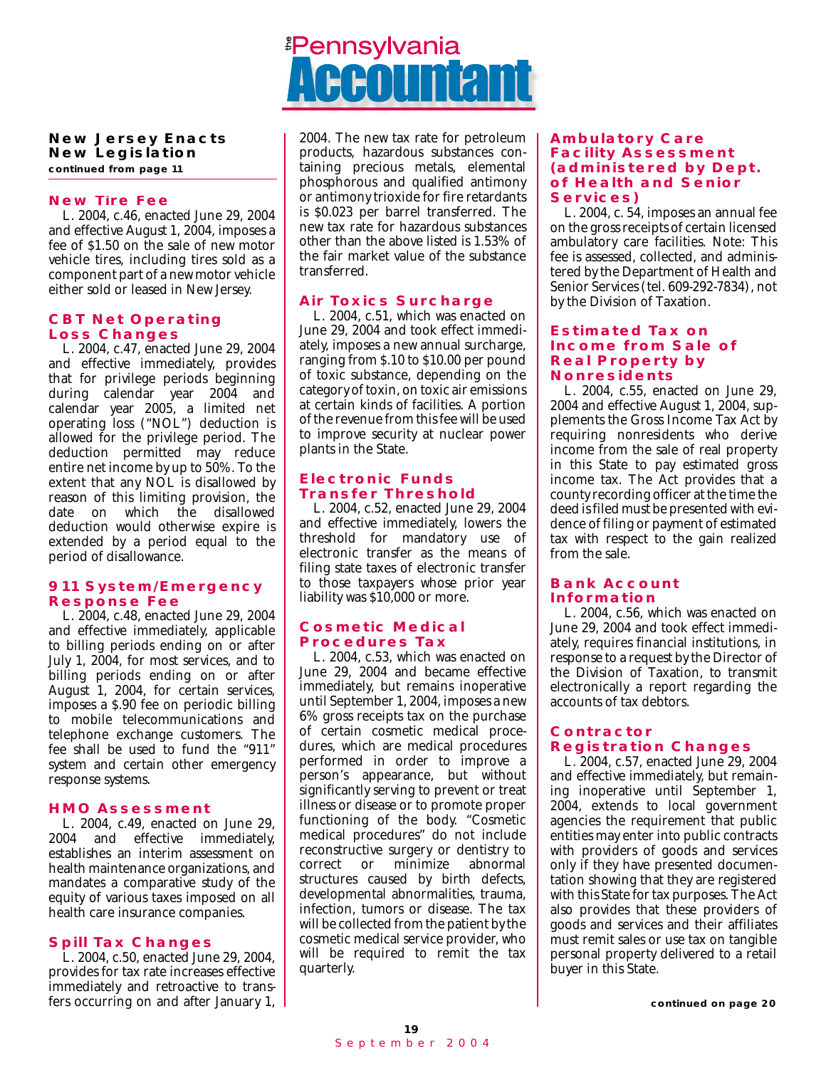## New Jersey Enacts New Legislation

**continued from page 11**

### New Tire Fee

L. 2004, c.46, enacted June 29, 2004 and effective August 1, 2004, imposes a fee of $1.50 on the sale of new motor vehicle tires, including tires sold as a component part of a new motor vehicle either sold or leased in New Jersey.

### CBT Net Operating Loss Changes

L. 2004, c.47, enacted June 29, 2004 and effective immediately, provides that for privilege periods beginning during calendar year 2004 and calendar year 2005, a limited net operating loss ("NOL") deduction is allowed for the privilege period. The deduction permitted may reduce entire net income by up to 50%. To the extent that any NOL is disallowed by reason of this limiting provision, the date on which the disallowed deduction would otherwise expire is extended by a period equal to the period of disallowance.

### 911 System/Emergency Response Fee

L. 2004, c.48, enacted June 29, 2004 and effective immediately, applicable to billing periods ending on or after July 1, 2004, for most services, and to billing periods ending on or after August 1, 2004, for certain services, imposes a $.90 fee on periodic billing to mobile telecommunications and telephone exchange customers. The fee shall be used to fund the "911" system and certain other emergency response systems.

### HMO Assessment

L. 2004, c.49, enacted on June 29, 2004 and effective immediately, establishes an interim assessment on health maintenance organizations, and mandates a comparative study of the equity of various taxes imposed on all health care insurance companies.

### Spill Tax Changes

L. 2004, c.50, enacted June 29, 2004, provides for tax rate increases effective immediately and retroactive to transfers occurring on and after January 1, 2004. The new tax rate for petroleum products, hazardous substances containing precious metals, elemental phosphorous and qualified antimony or antimony trioxide for fire retardants is $0.023 per barrel transferred. The new tax rate for hazardous substances other than the above listed is 1.53% of the fair market value of the substance transferred.

### Air Toxics Surcharge

L. 2004, c.51, which was enacted on June 29, 2004 and took effect immediately, imposes a new annual surcharge, ranging from $.10 to $10.00 per pound of toxic substance, depending on the category of toxin, on toxic air emissions at certain kinds of facilities. A portion of the revenue from this fee will be used to improve security at nuclear power plants in the State.

### Electronic Funds Transfer Threshold

L. 2004, c.52, enacted June 29, 2004 and effective immediately, lowers the threshold for mandatory use of electronic transfer as the means of filing state taxes of electronic transfer to those taxpayers whose prior year liability was $10,000 or more.

### Cosmetic Medical Procedures Tax

L. 2004, c.53, which was enacted on June 29, 2004 and became effective immediately, but remains inoperative until September 1, 2004, imposes a new 6% gross receipts tax on the purchase of certain cosmetic medical procedures, which are medical procedures performed in order to improve a person's appearance, but without significantly serving to prevent or treat illness or disease or to promote proper functioning of the body. "Cosmetic medical procedures" do not include reconstructive surgery or dentistry to correct or minimize abnormal structures caused by birth defects, developmental abnormalities, trauma, infection, tumors or disease. The tax will be collected from the patient by the cosmetic medical service provider, who will be required to remit the tax quarterly.

### Ambulatory Care Facility Assessment (administered by Dept. of Health and Senior Services)

L. 2004, c. 54, imposes an annual fee on the gross receipts of certain licensed ambulatory care facilities. Note: This fee is assessed, collected, and administered by the Department of Health and Senior Services (tel. 609-292-7834), not by the Division of Taxation.

### Estimated Tax on Income from Sale of Real Property by Nonresidents

L. 2004, c.55, enacted on June 29, 2004 and effective August 1, 2004, supplements the Gross Income Tax Act by requiring nonresidents who derive income from the sale of real property in this State to pay estimated gross income tax. The Act provides that a county recording officer at the time the deed is filed must be presented with evidence of filing or payment of estimated tax with respect to the gain realized from the sale.

### Bank Account Information

L. 2004, c.56, which was enacted on June 29, 2004 and took effect immediately, requires financial institutions, in response to a request by the Director of the Division of Taxation, to transmit electronically a report regarding the accounts of tax debtors.

### Contractor Registration Changes

L. 2004, c.57, enacted June 29, 2004 and effective immediately, but remaining inoperative until September 1, 2004, extends to local government agencies the requirement that public entities may enter into public contracts with providers of goods and services only if they have presented documentation showing that they are registered with this State for tax purposes. The Act also provides that these providers of goods and services and their affiliates must remit sales or use tax on tangible personal property delivered to a retail buyer in this State.

**continued on page 20**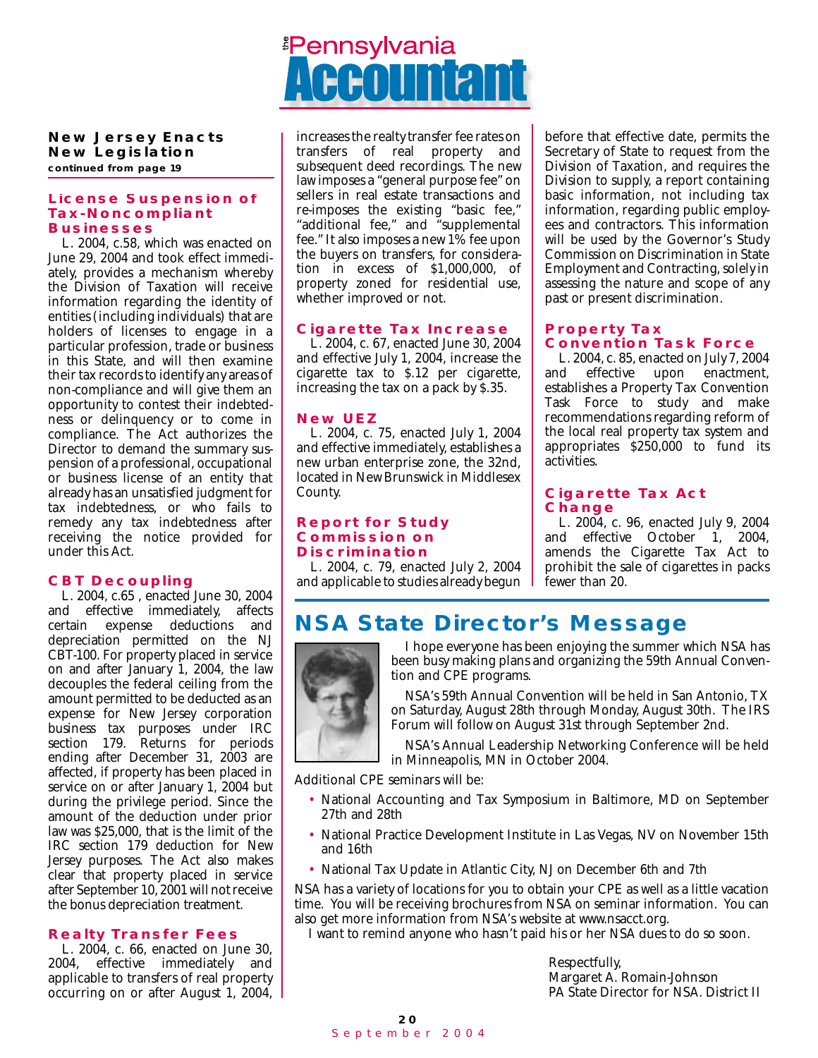## New Jersey Enacts New Legislation

**continued from page 19**

### License Suspension of Tax-Noncompliant Businesses

L. 2004, c.58, which was enacted on June 29, 2004 and took effect immediately, provides a mechanism whereby the Division of Taxation will receive information regarding the identity of entities (including individuals) that are holders of licenses to engage in a particular profession, trade or business in this State, and will then examine their tax records to identify any areas of non-compliance and will give them an opportunity to contest their indebtedness or delinquency or to come in compliance. The Act authorizes the Director to demand the summary suspension of a professional, occupational or business license of an entity that already has an unsatisfied judgment for tax indebtedness, or who fails to remedy any tax indebtedness after receiving the notice provided for under this Act.

### CBT Decoupling

L. 2004, c.65 , enacted June 30, 2004 and effective immediately, affects certain expense deductions and depreciation permitted on the NJ CBT-100. For property placed in service on and after January 1, 2004, the law decouples the federal ceiling from the amount permitted to be deducted as an expense for New Jersey corporation business tax purposes under IRC section 179. Returns for periods ending after December 31, 2003 are affected, if property has been placed in service on or after January 1, 2004 but during the privilege period. Since the amount of the deduction under prior law was $25,000, that is the limit of the IRC section 179 deduction for New Jersey purposes. The Act also makes clear that property placed in service after September 10, 2001 will not receive the bonus depreciation treatment.

### Realty Transfer Fees

L. 2004, c. 66, enacted on June 30, 2004, effective immediately and applicable to transfers of real property occurring on or after August 1, 2004, increases the realty transfer fee rates on transfers of real property and subsequent deed recordings. The new law imposes a "general purpose fee" on sellers in real estate transactions and re-imposes the existing "basic fee," "additional fee," and "supplemental fee." It also imposes a new 1% fee upon the buyers on transfers, for consideration in excess of $1,000,000, of property zoned for residential use, whether improved or not.

### Cigarette Tax Increase

L. 2004, c. 67, enacted June 30, 2004 and effective July 1, 2004, increase the cigarette tax to $.12 per cigarette, increasing the tax on a pack by $.35.

### New UEZ

L. 2004, c. 75, enacted July 1, 2004 and effective immediately, establishes a new urban enterprise zone, the 32nd, located in New Brunswick in Middlesex County.

### Report for Study Commission on Discrimination

L. 2004, c. 79, enacted July 2, 2004 and applicable to studies already begun before that effective date, permits the Secretary of State to request from the Division of Taxation, and requires the Division to supply, a report containing basic information, not including tax information, regarding public employees and contractors. This information will be used by the Governor's Study Commission on Discrimination in State Employment and Contracting, solely in assessing the nature and scope of any past or present discrimination.

### Property Tax Convention Task Force

L. 2004, c. 85, enacted on July 7, 2004 and effective upon enactment, establishes a Property Tax Convention Task Force to study and make recommendations regarding reform of the local real property tax system and appropriates $250,000 to fund its activities.

### Cigarette Tax Act Change

L. 2004, c. 96, enacted July 9, 2004 and effective October 1, 2004, amends the Cigarette Tax Act to prohibit the sale of cigarettes in packs fewer than 20.

## NSA State Director's Message

I hope everyone has been enjoying the summer which NSA has been busy making plans and organizing the 59th Annual Convention and CPE programs.

NSA's 59th Annual Convention will be held in San Antonio, TX on Saturday, August 28th through Monday, August 30th. The IRS Forum will follow on August 31st through September 2nd.

NSA's Annual Leadership Networking Conference will be held in Minneapolis, MN in October 2004.

Additional CPE seminars will be:

- National Accounting and Tax Symposium in Baltimore, MD on September 27th and 28th
- National Practice Development Institute in Las Vegas, NV on November 15th and 16th
- National Tax Update in Atlantic City, NJ on December 6th and 7th

NSA has a variety of locations for you to obtain your CPE as well as a little vacation time. You will be receiving brochures from NSA on seminar information. You can also get more information from NSA's website at www.nsacct.org.

I want to remind anyone who hasn't paid his or her NSA dues to do so soon.

Respectfully,
Margaret A. Romain-Johnson
PA State Director for NSA. District II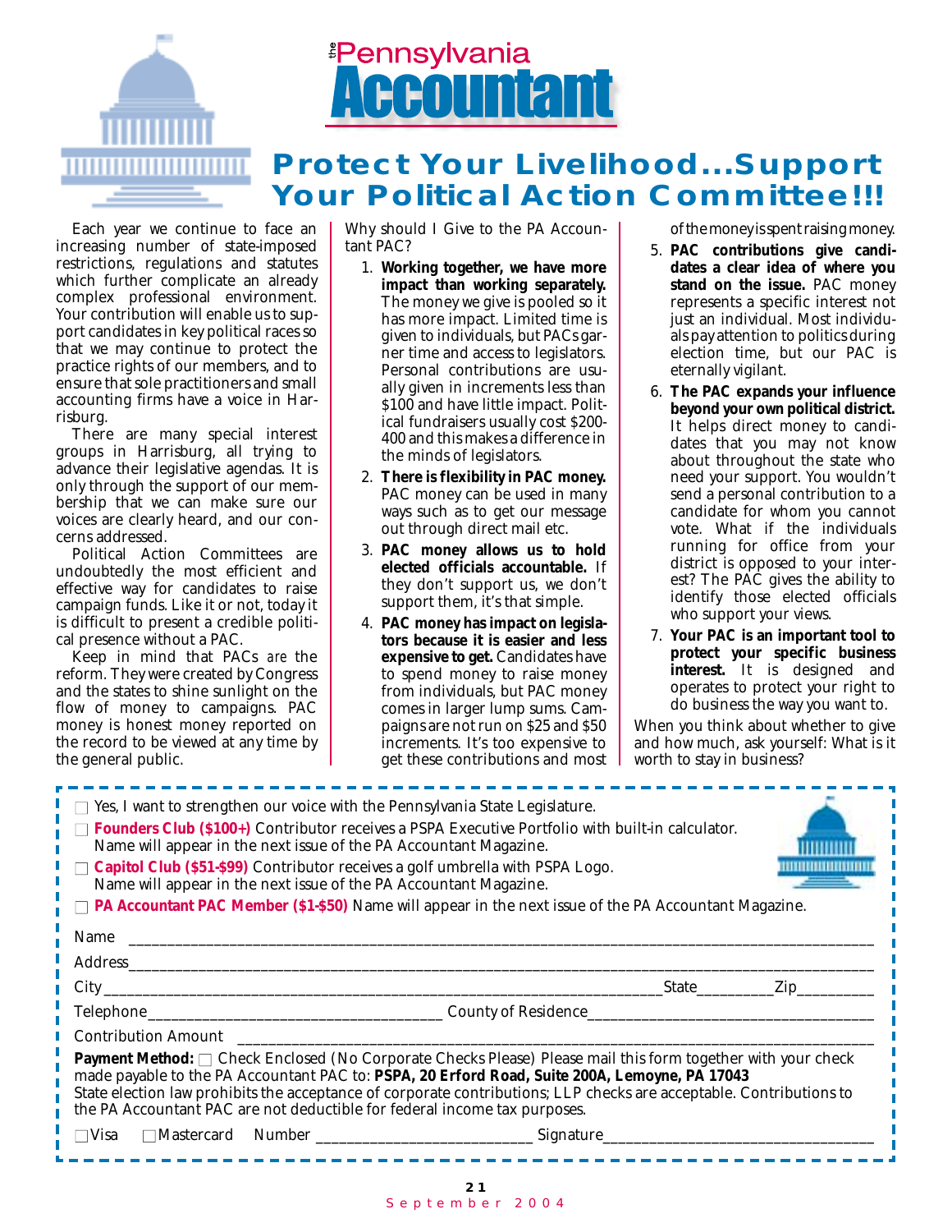# Protect Your Livelihood...Support Your Political Action Committee!!!

Each year we continue to face an increasing number of state-imposed restrictions, regulations and statutes which further complicate an already complex professional environment. Your contribution will enable us to support candidates in key political races so that we may continue to protect the practice rights of our members, and to ensure that sole practitioners and small accounting firms have a voice in Harrisburg.

There are many special interest groups in Harrisburg, all trying to advance their legislative agendas. It is only through the support of our membership that we can make sure our voices are clearly heard, and our concerns addressed.

Political Action Committees are undoubtedly the most efficient and effective way for candidates to raise campaign funds. Like it or not, today it is difficult to present a credible political presence without a PAC.

Keep in mind that PACs *are* the reform. They were created by Congress and the states to shine sunlight on the flow of money to campaigns. PAC money is honest money reported on the record to be viewed at any time by the general public.

Why should I Give to the PA Accountant PAC?

1. **Working together, we have more impact than working separately.** The money we give is pooled so it has more impact. Limited time is given to individuals, but PACs garner time and access to legislators. Personal contributions are usually given in increments less than $100 and have little impact. Political fundraisers usually cost $200-400 and this makes a difference in the minds of legislators.
2. **There is flexibility in PAC money.** PAC money can be used in many ways such as to get our message out through direct mail etc.
3. **PAC money allows us to hold elected officials accountable.** If they don't support us, we don't support them, it's that simple.
4. **PAC money has impact on legislators because it is easier and less expensive to get.** Candidates have to spend money to raise money from individuals, but PAC money comes in larger lump sums. Campaigns are not run on $25 and $50 increments. It's too expensive to get these contributions and most of the money is spent raising money.
5. **PAC contributions give candidates a clear idea of where you stand on the issue.** PAC money represents a specific interest not just an individual. Most individuals pay attention to politics during election time, but our PAC is eternally vigilant.
6. **The PAC expands your influence beyond your own political district.** It helps direct money to candidates that you may not know about throughout the state who need your support. You wouldn't send a personal contribution to a candidate for whom you cannot vote. What if the individuals running for office from your district is opposed to your interest? The PAC gives the ability to identify those elected officials who support your views.
7. **Your PAC is an important tool to protect your specific business interest.** It is designed and operates to protect your right to do business the way you want to.

When you think about whether to give and how much, ask yourself: What is it worth to stay in business?

---

☐ Yes, I want to strengthen our voice with the Pennsylvania State Legislature.

☐ **Founders Club ($100+)** Contributor receives a PSPA Executive Portfolio with built-in calculator. Name will appear in the next issue of the PA Accountant Magazine.

☐ **Capitol Club ($51-$99)** Contributor receives a golf umbrella with PSPA Logo. Name will appear in the next issue of the PA Accountant Magazine.

☐ **PA Accountant PAC Member ($1-$50)** Name will appear in the next issue of the PA Accountant Magazine.

Name ____________________

Address ____________________

City ____________________ State __________ Zip __________

Telephone ____________________ County of Residence ____________________

Contribution Amount ____________________

**Payment Method:** ☐ Check Enclosed (No Corporate Checks Please) Please mail this form together with your check made payable to the PA Accountant PAC to: **PSPA, 20 Erford Road, Suite 200A, Lemoyne, PA 17043**
State election law prohibits the acceptance of corporate contributions; LLP checks are acceptable. Contributions to the PA Accountant PAC are not deductible for federal income tax purposes.

☐ Visa ☐ Mastercard Number ____________________ Signature ____________________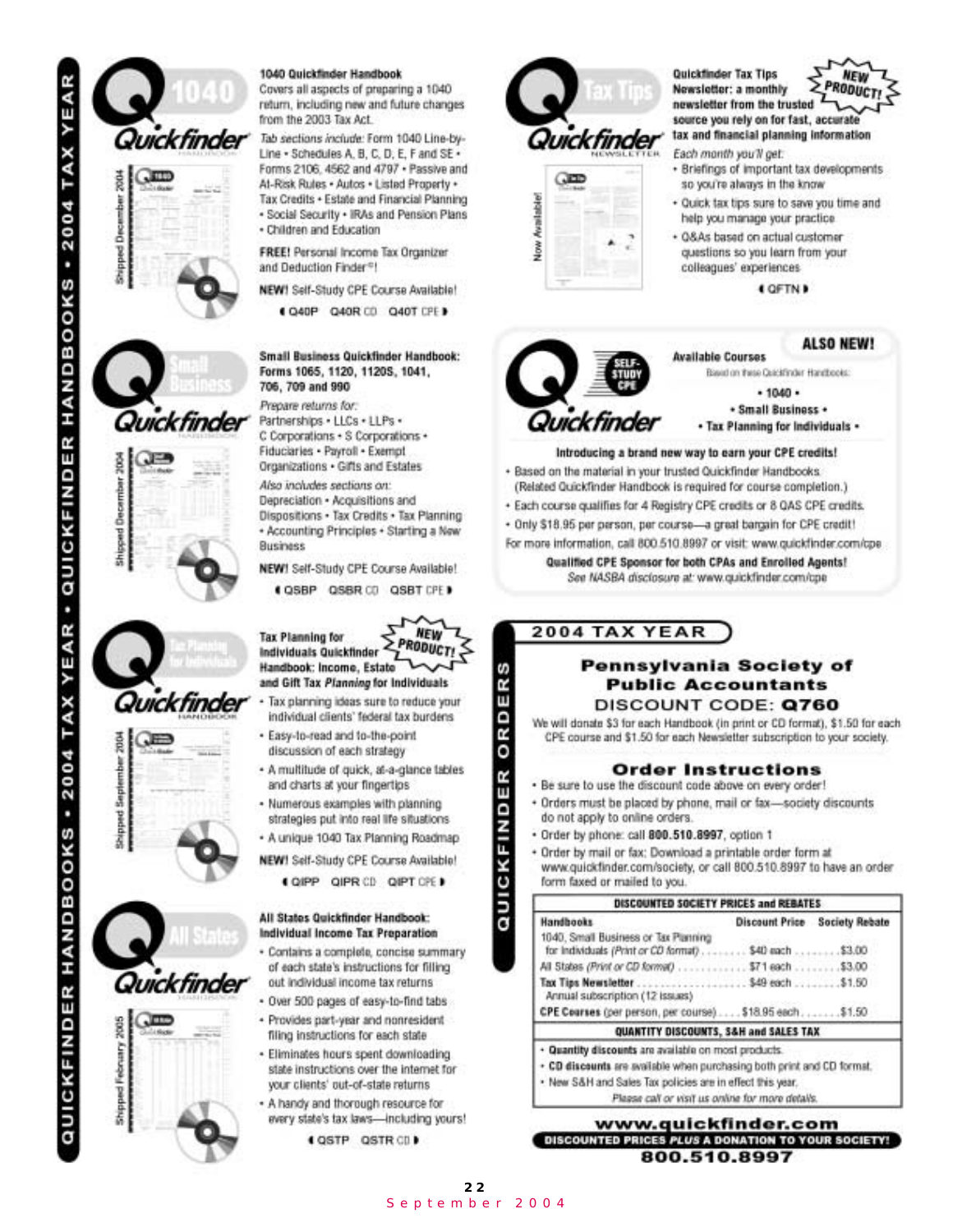QUICKFINDER HANDBOOKS • 2004 TAX YEAR • QUICKFINDER HANDBOOKS • 2004 TAX YEAR

**1040 Quickfinder Handbook**
Covers all aspects of preparing a 1040 return, including new and future changes from the 2003 Tax Act.

*Tab sections include:* Form 1040 Line-by-Line • Schedules A, B, C, D, E, F and SE • Forms 2106, 4562 and 4797 • Passive and At-Risk Rules • Autos • Listed Property • Tax Credits • Estate and Financial Planning • Social Security • IRAs and Pension Plans • Children and Education

**FREE!** Personal Income Tax Organizer and Deduction Finder©!

**NEW!** Self-Study CPE Course Available!

Q40P Q40R CD Q40T CPE

Shipped December 2004

**Small Business Quickfinder Handbook: Forms 1065, 1120, 1120S, 1041, 706, 709 and 990**

*Prepare returns for:* Partnerships • LLCs • LLPs • C Corporations • S Corporations • Fiduciaries • Payroll • Exempt Organizations • Gifts and Estates

*Also includes sections on:* Depreciation • Acquisitions and Dispositions • Tax Credits • Tax Planning • Accounting Principles • Starting a New Business

**NEW!** Self-Study CPE Course Available!

QSBP QSBR CD QSBT CPE

Shipped December 2004

**Tax Planning for Individuals Quickfinder Handbook: Income, Estate and Gift Tax *Planning* for Individuals** — NEW PRODUCT!

- Tax planning ideas sure to reduce your individual clients' federal tax burdens
- Easy-to-read and to-the-point discussion of each strategy
- A multitude of quick, at-a-glance tables and charts at your fingertips
- Numerous examples with planning strategies put into real life situations
- A unique 1040 Tax Planning Roadmap

**NEW!** Self-Study CPE Course Available!

QIPP QIPR CD QIPT CPE

Shipped September 2004

**All States Quickfinder Handbook: Individual Income Tax Preparation**

- Contains a complete, concise summary of each state's instructions for filling out individual income tax returns
- Over 500 pages of easy-to-find tabs
- Provides part-year and nonresident filing instructions for each state
- Eliminates hours spent downloading state instructions over the Internet for your clients' out-of-state returns
- A handy and thorough resource for every state's tax laws—including yours!

QSTP QSTR CD

Shipped February 2005

**Quickfinder Tax Tips Newsletter: a monthly newsletter from the trusted source you rely on for fast, accurate tax and financial planning information** — NEW PRODUCT!

*Each month you'll get:*

- Briefings of important tax developments so you're always in the know
- Quick tax tips sure to save you time and help you manage your practice
- Q&As based on actual customer questions so you learn from your colleagues' experiences

QFTN

Now Available!

**ALSO NEW!** — Quickfinder SELF-STUDY CPE

**Available Courses**
Based on these Quickfinder Handbooks:
• 1040 •
• Small Business •
• Tax Planning for Individuals •

**Introducing a brand new way to earn your CPE credits!**

- Based on the material in your trusted Quickfinder Handbooks. (Related Quickfinder Handbook is required for course completion.)
- Each course qualifies for 4 Registry CPE credits or 8 QAS CPE credits.
- Only $18.95 per person, per course—a great bargain for CPE credit!

For more information, call 800.510.8997 or visit: www.quickfinder.com/cpe

**Qualified CPE Sponsor for both CPAs and Enrolled Agents!**
*See NASBA disclosure at: www.quickfinder.com/cpe*

## QUICKFINDER ORDERS — 2004 TAX YEAR

## Pennsylvania Society of Public Accountants

## DISCOUNT CODE: Q760

We will donate $3 for each Handbook (in print or CD format), $1.50 for each CPE course and $1.50 for each Newsletter subscription to your society.

### Order Instructions

- Be sure to use the discount code above on every order!
- Orders must be placed by phone, mail or fax—society discounts do not apply to online orders.
- Order by phone: call **800.510.8997**, option 1
- Order by mail or fax: Download a printable order form at www.quickfinder.com/society, or call 800.510.8997 to have an order form faxed or mailed to you.

**DISCOUNTED SOCIETY PRICES and REBATES**

| Handbooks | Discount Price | Society Rebate |
|---|---|---|
| 1040, Small Business or Tax Planning for Individuals *(Print or CD format)* | $40 each | $3.00 |
| All States *(Print or CD format)* | $71 each | $3.00 |
| **Tax Tips Newsletter** Annual subscription (12 issues) | $49 each | $1.50 |
| **CPE Courses** (per person, per course) | $18.95 each | $1.50 |

**QUANTITY DISCOUNTS, S&H and SALES TAX**

- **Quantity discounts** are available on most products.
- **CD discounts** are available when purchasing both print and CD format.
- New S&H and Sales Tax policies are in effect this year.

*Please call or visit us online for more details.*

**www.quickfinder.com**
**DISCOUNTED PRICES *PLUS* A DONATION TO YOUR SOCIETY!**
**800.510.8997**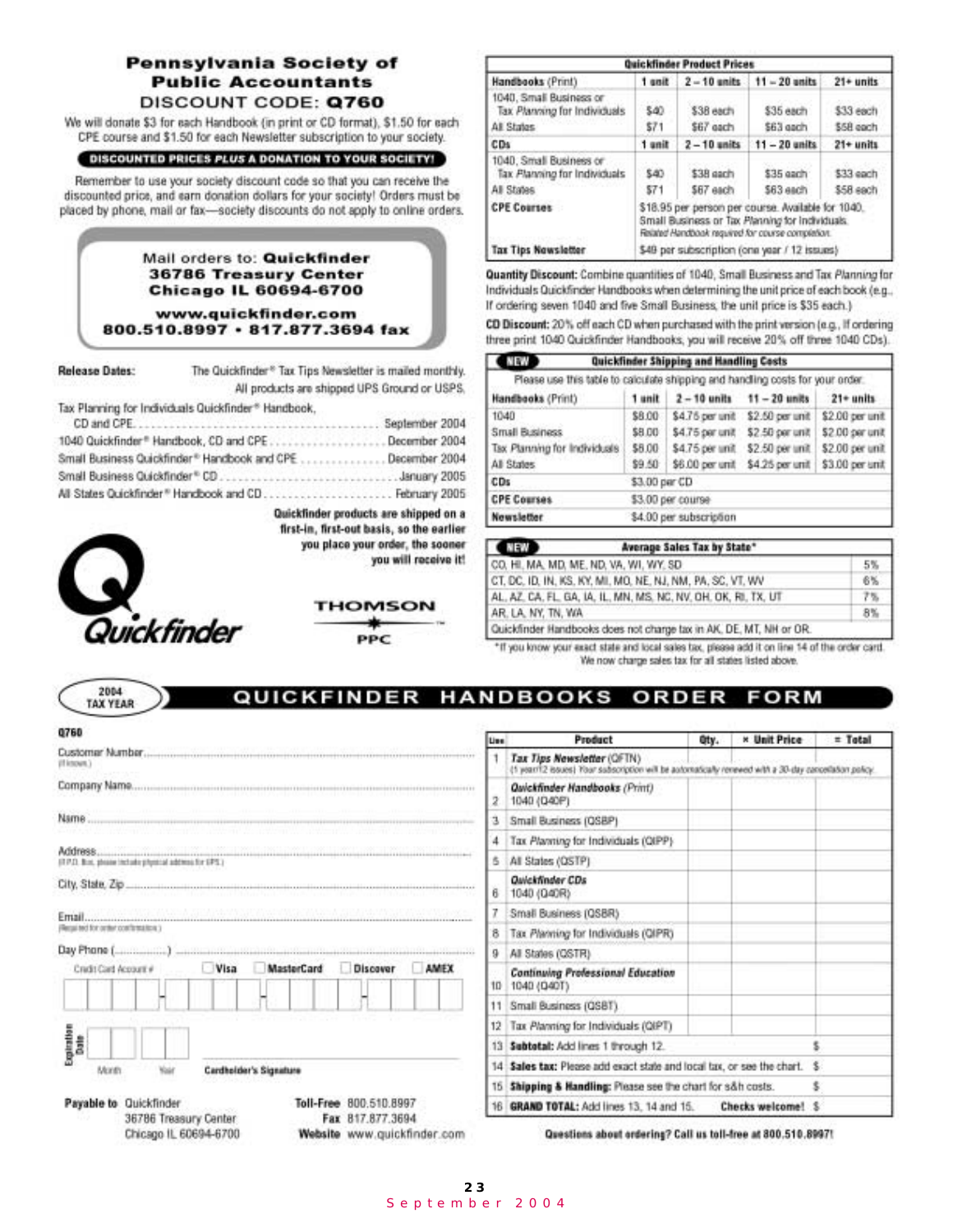# Pennsylvania Society of Public Accountants

## DISCOUNT CODE: Q760

We will donate $3 for each Handbook (in print or CD format), $1.50 for each CPE course and $1.50 for each Newsletter subscription to your society.

**DISCOUNTED PRICES *PLUS* A DONATION TO YOUR SOCIETY!**

Remember to use your society discount code so that you can receive the discounted price, and earn donation dollars for your society! Orders must be placed by phone, mail or fax—society discounts do not apply to online orders.

**Mail orders to: Quickfinder**
**36786 Treasury Center**
**Chicago IL 60694-6700**

**www.quickfinder.com**
**800.510.8997 • 817.877.3694 fax**

**Release Dates:** The Quickfinder® Tax Tips Newsletter is mailed monthly. All products are shipped UPS Ground or USPS.

Tax Planning for Individuals Quickfinder® Handbook, CD and CPE .......... September 2004
1040 Quickfinder® Handbook, CD and CPE .......... December 2004
Small Business Quickfinder® Handbook and CPE .......... December 2004
Small Business Quickfinder® CD .......... January 2005
All States Quickfinder® Handbook and CD .......... February 2005

**Quickfinder products are shipped on a first-in, first-out basis, so the earlier you place your order, the sooner you will receive it!**

Quickfinder

THOMSON PPC

| Quickfinder Product Prices | | | | |
|---|---|---|---|---|
| **Handbooks** (Print) | **1 unit** | **2 – 10 units** | **11 – 20 units** | **21+ units** |
| 1040, Small Business or Tax *Planning* for Individuals | $40 | $38 each | $35 each | $33 each |
| All States | $71 | $67 each | $63 each | $58 each |
| **CDs** | **1 unit** | **2 – 10 units** | **11 – 20 units** | **21+ units** |
| 1040, Small Business or Tax *Planning* for Individuals | $40 | $38 each | $35 each | $33 each |
| All States | $71 | $67 each | $63 each | $58 each |
| **CPE Courses** | $18.95 per person per course. Available for 1040, Small Business or Tax *Planning* for Individuals. *Related Handbook required for course completion.* | | | |
| **Tax Tips Newsletter** | $49 per subscription (one year / 12 issues) | | | |

**Quantity Discount:** Combine quantities of 1040, Small Business and Tax *Planning* for Individuals Quickfinder Handbooks when determining the unit price of each book (e.g., If ordering seven 1040 and five Small Business, the unit price is $35 each.)

**CD Discount:** 20% off each CD when purchased with the print version (e.g., If ordering three print 1040 Quickfinder Handbooks, you will receive 20% off three 1040 CDs).

| NEW Quickfinder Shipping and Handling Costs | | | | |
|---|---|---|---|---|
| Please use this table to calculate shipping and handling costs for your order. | | | | |
| **Handbooks** (Print) | **1 unit** | **2 – 10 units** | **11 – 20 units** | **21+ units** |
| 1040 | $8.00 | $4.75 per unit | $2.50 per unit | $2.00 per unit |
| Small Business | $8.00 | $4.75 per unit | $2.50 per unit | $2.00 per unit |
| Tax Planning for Individuals | $8.00 | $4.75 per unit | $2.50 per unit | $2.00 per unit |
| All States | $9.50 | $6.00 per unit | $4.25 per unit | $3.00 per unit |
| **CDs** | $3.00 per CD | | | |
| **CPE Courses** | $3.00 per course | | | |
| **Newsletter** | $4.00 per subscription | | | |

| NEW Average Sales Tax by State* | |
|---|---|
| CO, HI, MA, MD, ME, ND, VA, WI, WY, SD | 5% |
| CT, DC, ID, IN, KS, KY, MI, MO, NE, NJ, NM, PA, SC, VT, WV | 6% |
| AL, AZ, CA, FL, GA, IA, IL, MN, MS, NC, NV, OH, OK, RI, TX, UT | 7% |
| AR, LA, NY, TN, WA | 8% |
| Quickfinder Handbooks does not charge tax in AK, DE, MT, NH or OR. | |

*If you know your exact state and local sales tax, please add it on line 14 of the order card. We now charge sales tax for all states listed above.

## 2004 TAX YEAR — QUICKFINDER HANDBOOKS ORDER FORM

**Q760**

Customer Number ................ (If known)

Company Name ................

Name ................

Address ................ (If P.O. Box, please include physical address for UPS.)

City, State, Zip ................

Email ................ (Required for order confirmation.)

Day Phone (..........) ................

Credit Card Account # ☐ Visa ☐ MasterCard ☐ Discover ☐ AMEX

Expiration Date: Month ____ Year ____ Cardholder's Signature ____________

**Payable to** Quickfinder
36786 Treasury Center
Chicago IL 60694-6700

**Toll-Free** 800.510.8997
**Fax** 817.877.3694
**Website** www.quickfinder.com

| Line | Product | Qty. | × Unit Price | = Total |
|---|---|---|---|---|
| 1 | *Tax Tips Newsletter* (QFTN) (1 year/12 issues) *Your subscription will be automatically renewed with a 30-day cancellation policy.* | | | |
| 2 | ***Quickfinder Handbooks*** *(Print)* 1040 (Q40P) | | | |
| 3 | Small Business (QSBP) | | | |
| 4 | Tax *Planning* for Individuals (QIPP) | | | |
| 5 | All States (QSTP) | | | |
| 6 | ***Quickfinder CDs*** 1040 (Q40R) | | | |
| 7 | Small Business (QSBR) | | | |
| 8 | Tax *Planning* for Individuals (QIPR) | | | |
| 9 | All States (QSTR) | | | |
| 10 | ***Continuing Professional Education*** 1040 (Q40T) | | | |
| 11 | Small Business (QSBT) | | | |
| 12 | Tax *Planning* for Individuals (QIPT) | | | |
| 13 | **Subtotal:** Add lines 1 through 12. | | | $ |
| 14 | **Sales tax:** Please add exact state and local tax, or see the chart. | | | $ |
| 15 | **Shipping & Handling:** Please see the chart for s&h costs. | | | $ |
| 16 | **GRAND TOTAL:** Add lines 13, 14 and 15. **Checks welcome!** | | | $ |

**Questions about ordering? Call us toll-free at 800.510.8997!**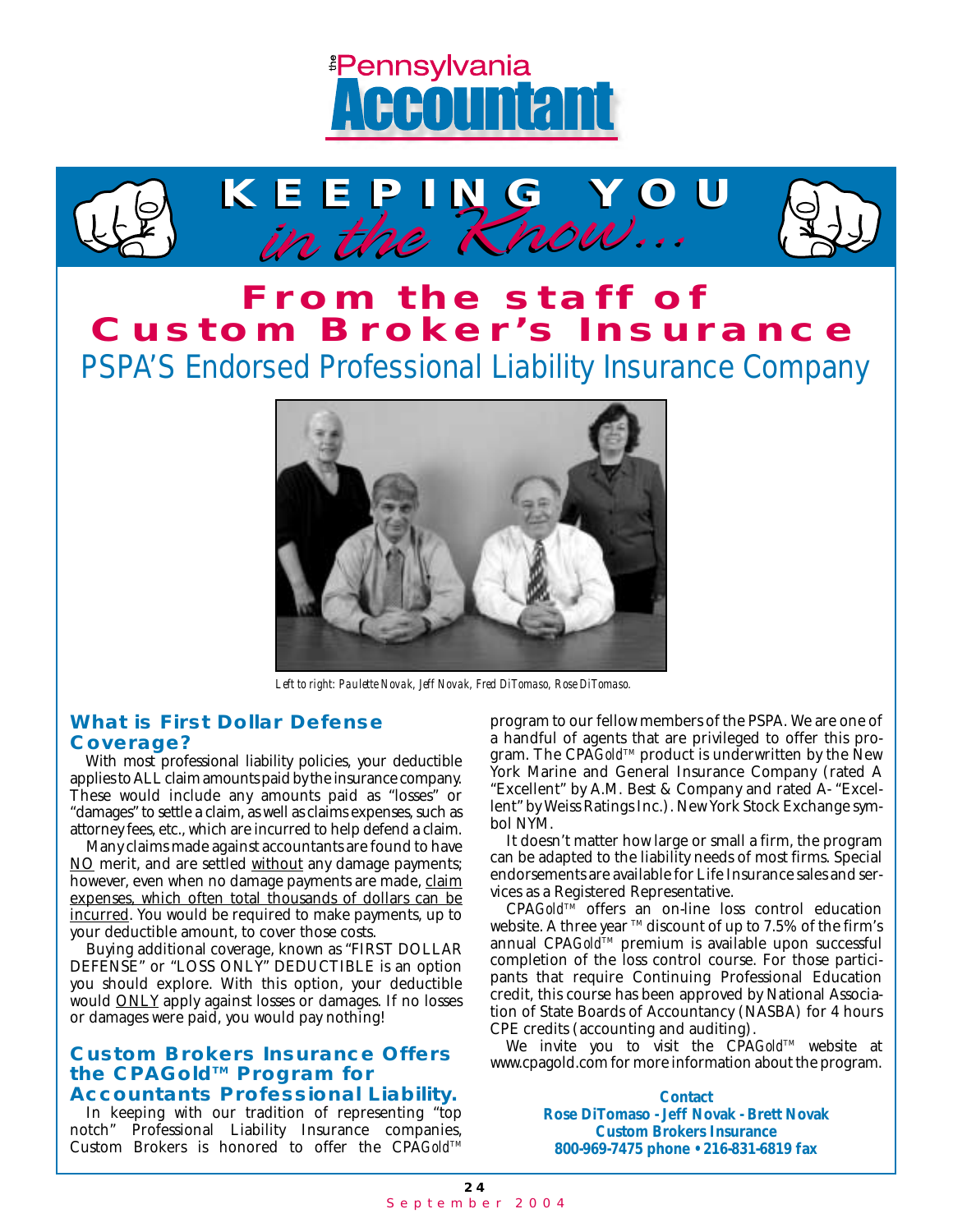# the Pennsylvania Accountant

## KEEPING YOU *in the Know...*

# From the staff of Custom Broker's Insurance

## PSPA'S Endorsed Professional Liability Insurance Company

*Left to right: Paulette Novak, Jeff Novak, Fred DiTomaso, Rose DiTomaso.*

### What is First Dollar Defense Coverage?

With most professional liability policies, your deductible applies to ALL claim amounts paid by the insurance company. These would include any amounts paid as "losses" or "damages" to settle a claim, as well as claims expenses, such as attorney fees, etc., which are incurred to help defend a claim.

Many claims made against accountants are found to have NO merit, and are settled without any damage payments; however, even when no damage payments are made, claim expenses, which often total thousands of dollars can be incurred. You would be required to make payments, up to your deductible amount, to cover those costs.

Buying additional coverage, known as "FIRST DOLLAR DEFENSE" or "LOSS ONLY" DEDUCTIBLE is an option you should explore. With this option, your deductible would ONLY apply against losses or damages. If no losses or damages were paid, you would pay nothing!

### Custom Brokers Insurance Offers the CPAGold™ Program for Accountants Professional Liability.

In keeping with our tradition of representing "top notch" Professional Liability Insurance companies, Custom Brokers is honored to offer the CPA*Gold*™ program to our fellow members of the PSPA. We are one of a handful of agents that are privileged to offer this program. The CPA*Gold*™ product is underwritten by the New York Marine and General Insurance Company (rated A "Excellent" by A.M. Best & Company and rated A- "Excellent" by Weiss Ratings Inc.). New York Stock Exchange symbol NYM.

It doesn't matter how large or small a firm, the program can be adapted to the liability needs of most firms. Special endorsements are available for Life Insurance sales and services as a Registered Representative.

CPA*Gold*™ offers an on-line loss control education website. A three year ™ discount of up to 7.5% of the firm's annual CPA*Gold*™ premium is available upon successful completion of the loss control course. For those participants that require Continuing Professional Education credit, this course has been approved by National Association of State Boards of Accountancy (NASBA) for 4 hours CPE credits (accounting and auditing).

We invite you to visit the CPA*Gold*™ website at www.cpagold.com for more information about the program.

**Contact**
**Rose DiTomaso - Jeff Novak - Brett Novak**
**Custom Brokers Insurance**
**800-969-7475 phone • 216-831-6819 fax**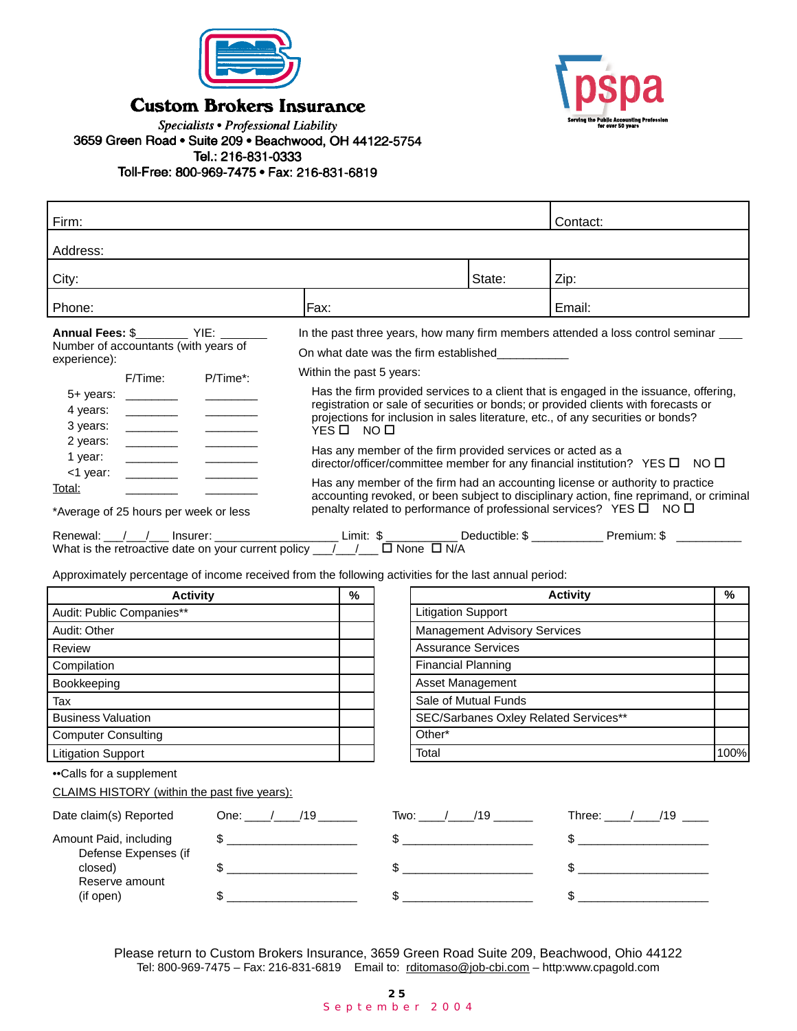# Custom Brokers Insurance

*Specialists • Professional Liability*

3659 Green Road • Suite 209 • Beachwood, OH 44122-5754
Tel.: 216-831-0333
Toll-Free: 800-969-7475 • Fax: 216-831-6819

pspa — Serving the Public Accounting Profession for over 50 years

| Firm: | | | Contact: |
|---|---|---|---|
| Address: | | | |
| City: | | State: | Zip: |
| Phone: | Fax: | | Email: |

**Annual Fees:** $________ YIE: _______

Number of accountants (with years of experience):

| | F/Time: | P/Time*: |
|---|---|---|
| 5+ years: | ________ | ________ |
| 4 years: | ________ | ________ |
| 3 years: | ________ | ________ |
| 2 years: | ________ | ________ |
| 1 year: | ________ | ________ |
| <1 year: | ________ | ________ |
| Total: | ________ | ________ |

*Average of 25 hours per week or less

In the past three years, how many firm members attended a loss control seminar ___

On what date was the firm established___________

Within the past 5 years:

Has the firm provided services to a client that is engaged in the issuance, offering, registration or sale of securities or bonds; or provided clients with forecasts or projections for inclusion in sales literature, etc., of any securities or bonds? YES ☐ NO ☐

Has any member of the firm provided services or acted as a director/officer/committee member for any financial institution? YES ☐ NO ☐

Has any member of the firm had an accounting license or authority to practice accounting revoked, or been subject to disciplinary action, fine reprimand, or criminal penalty related to performance of professional services? YES ☐ NO ☐

Renewal: ___/___/___ Insurer: __________________ Limit: $ ___________ Deductible: $ ___________ Premium: $ __________

What is the retroactive date on your current policy ___/___/___ ☐ None ☐ N/A

Approximately percentage of income received from the following activities for the last annual period:

| Activity | % |
|---|---|
| Audit: Public Companies** | |
| Audit: Other | |
| Review | |
| Compilation | |
| Bookkeeping | |
| Tax | |
| Business Valuation | |
| Computer Consulting | |
| Litigation Support | |

| Activity | % |
|---|---|
| Litigation Support | |
| Management Advisory Services | |
| Assurance Services | |
| Financial Planning | |
| Asset Management | |
| Sale of Mutual Funds | |
| SEC/Sarbanes Oxley Related Services** | |
| Other* | |
| Total | 100% |

••Calls for a supplement

CLAIMS HISTORY (within the past five years):

| | | | |
|---|---|---|---|
| Date claim(s) Reported | One: ____/____/19 ______ | Two: ____/____/19 ______ | Three: ____/____/19 ____ |
| Amount Paid, including Defense Expenses (if closed) | $ ____________________ | $ ____________________ | $ ____________________ |
| | $ ____________________ | $ ____________________ | $ ____________________ |
| Reserve amount (if open) | $ ____________________ | $ ____________________ | $ ____________________ |

Please return to Custom Brokers Insurance, 3659 Green Road Suite 209, Beachwood, Ohio 44122
Tel: 800-969-7475 – Fax: 216-831-6819 Email to: rditomaso@job-cbi.com – http:www.cpagold.com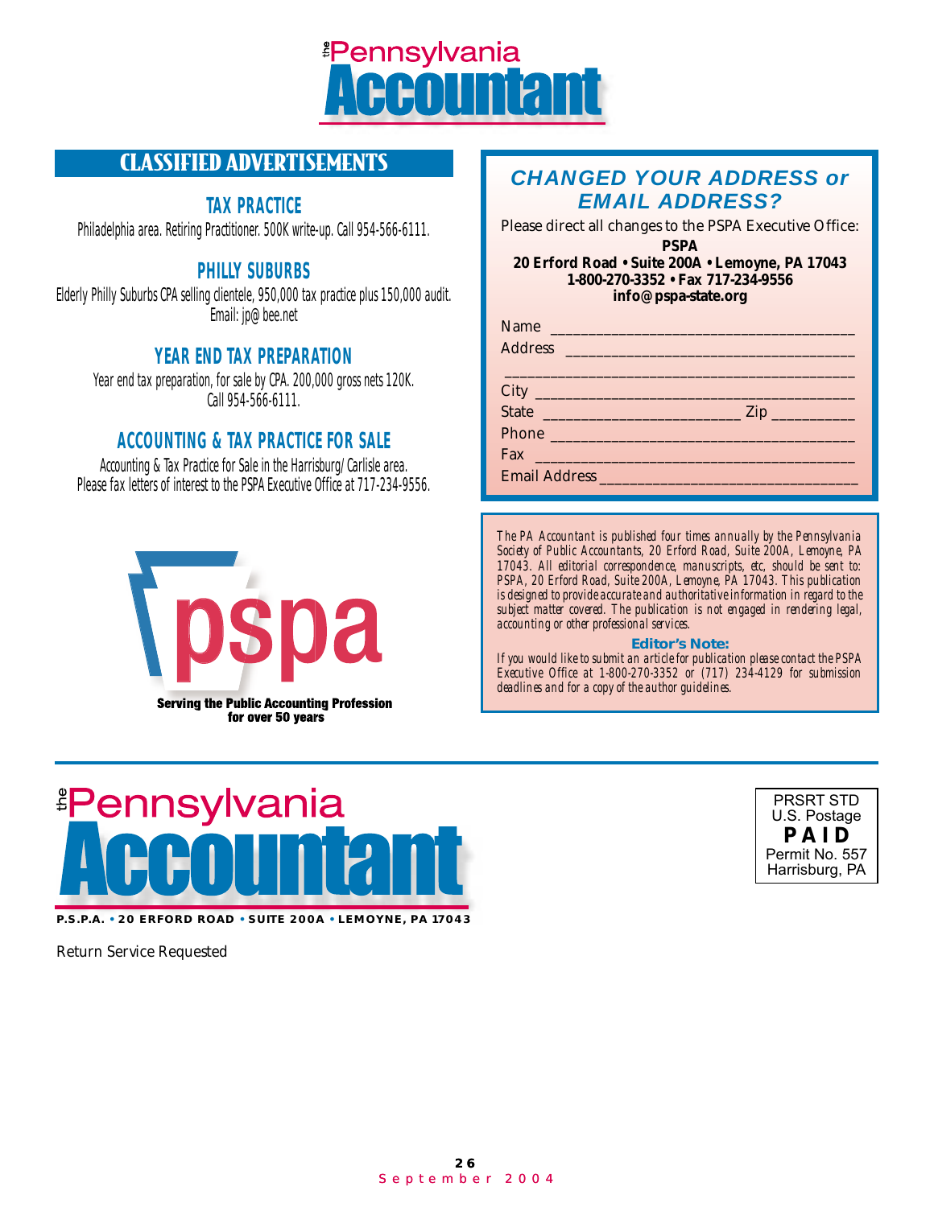# the Pennsylvania Accountant

## CLASSIFIED ADVERTISEMENTS

### TAX PRACTICE

Philadelphia area. Retiring Practitioner. 500K write-up. Call 954-566-6111.

### PHILLY SUBURBS

Elderly Philly Suburbs CPA selling clientele, 950,000 tax practice plus 150,000 audit. Email: jp@bee.net

### YEAR END TAX PREPARATION

Year end tax preparation, for sale by CPA. 200,000 gross nets 120K. Call 954-566-6111.

### ACCOUNTING & TAX PRACTICE FOR SALE

Accounting & Tax Practice for Sale in the Harrisburg/Carlisle area. Please fax letters of interest to the PSPA Executive Office at 717-234-9556.

pspa

**Serving the Public Accounting Profession for over 50 years**

## CHANGED YOUR ADDRESS or EMAIL ADDRESS?

Please direct all changes to the PSPA Executive Office:

**PSPA**
**20 Erford Road • Suite 200A • Lemoyne, PA 17043**
**1-800-270-3352 • Fax 717-234-9556**
**info@pspa-state.org**

Name ______________________________________

Address ____________________________________

____________________________________________

City _______________________________________

State _______________________ Zip __________

Phone ______________________________________

Fax ________________________________________

Email Address _______________________________

*The PA Accountant is published four times annually by the Pennsylvania Society of Public Accountants, 20 Erford Road, Suite 200A, Lemoyne, PA 17043. All editorial correspondence, manuscripts, etc, should be sent to: PSPA, 20 Erford Road, Suite 200A, Lemoyne, PA 17043. This publication is designed to provide accurate and authoritative information in regard to the subject matter covered. The publication is not engaged in rendering legal, accounting or other professional services.*

**Editor's Note:**

*If you would like to submit an article for publication please contact the PSPA Executive Office at 1-800-270-3352 or (717) 234-4129 for submission deadlines and for a copy of the author guidelines.*

# the Pennsylvania Accountant

**P.S.P.A. • 20 ERFORD ROAD • SUITE 200A • LEMOYNE, PA 17043**

Return Service Requested

PRSRT STD
U.S. Postage
**PAID**
Permit No. 557
Harrisburg, PA